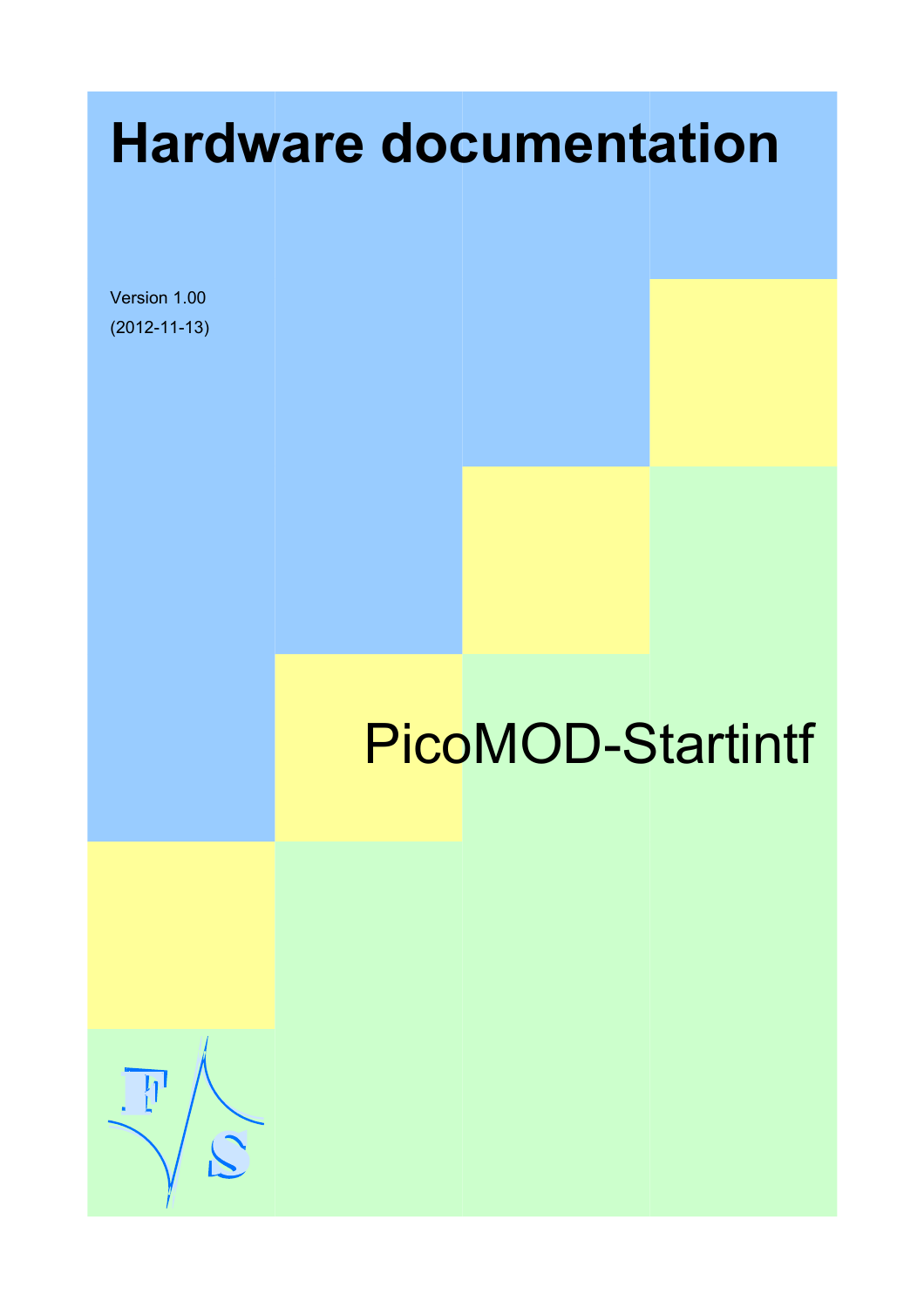# Hardware documentation

Version 1.00

(2012-11-13)

PicoMOD-Startintf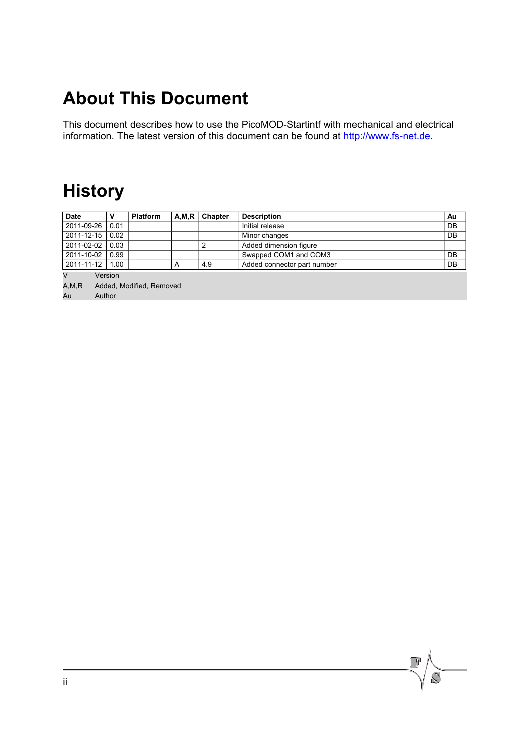# About This Document

This document describes how to use the PicoMOD-Startintf with mechanical and electrical information. The latest version of this document can be found at http://www.fs-net.de.

# History

| Date | V | Platform | A,M,R | Chapter | Description | Au |
|---|---|---|---|---|---|---|
| 2011-09-26 | 0.01 | | | | Initial release | DB |
| 2011-12-15 | 0.02 | | | | Minor changes | DB |
| 2011-02-02 | 0.03 | | | 2 | Added dimension figure | |
| 2011-10-02 | 0.99 | | | | Swapped COM1 and COM3 | DB |
| 2011-11-12 | 1.00 | | A | 4.9 | Added connector part number | DB |

V Version

A,M,R Added, Modified, Removed

Au Author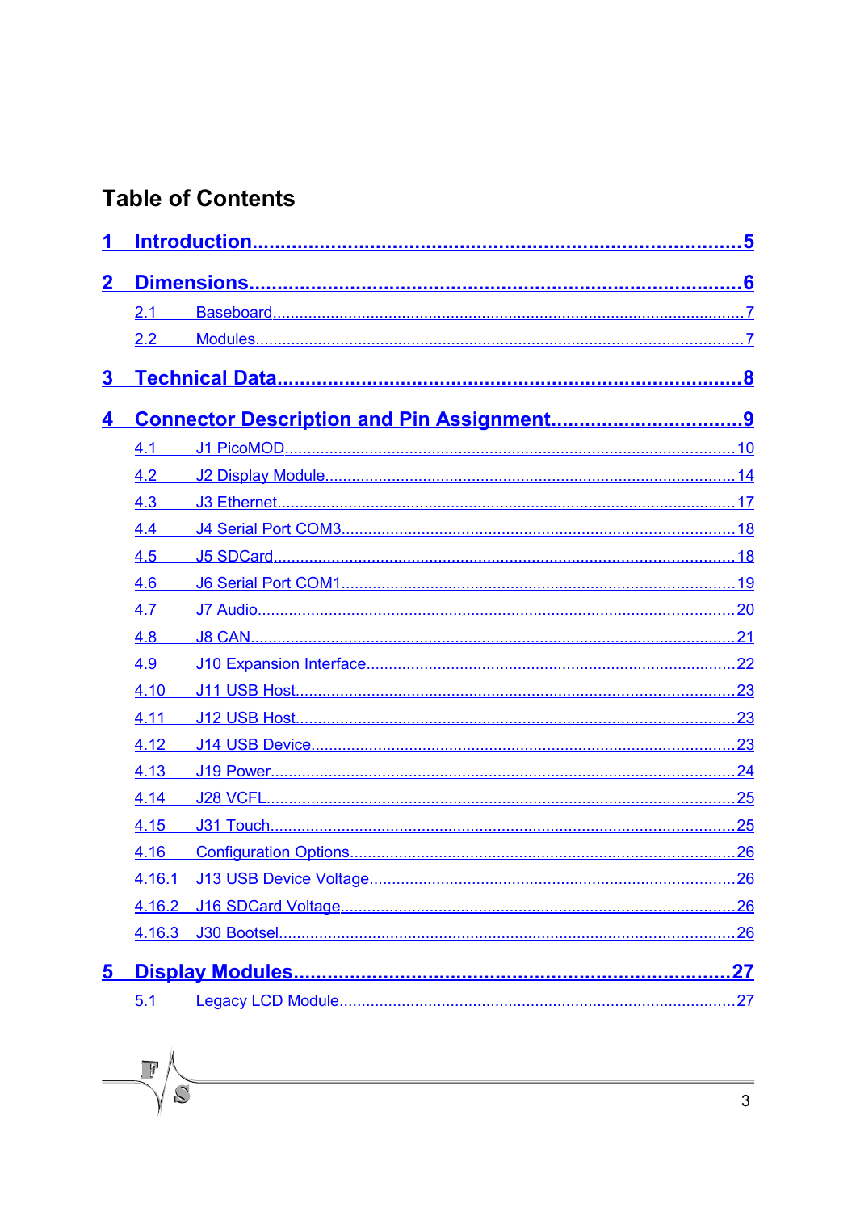# Table of Contents

**1 Introduction.....................................................................................5**

**2 Dimensions......................................................................................6**

- 2.1 Baseboard..........................................................................................7
- 2.2 Modules..............................................................................................7

**3 Technical Data.................................................................................8**

**4 Connector Description and Pin Assignment.................................9**

- 4.1 J1 PicoMOD......................................................................................10
- 4.2 J2 Display Module............................................................................14
- 4.3 J3 Ethernet.......................................................................................17
- 4.4 J4 Serial Port COM3........................................................................18
- 4.5 J5 SDCard.........................................................................................18
- 4.6 J6 Serial Port COM1.........................................................................19
- 4.7 J7 Audio............................................................................................20
- 4.8 J8 CAN..............................................................................................21
- 4.9 J10 Expansion Interface...................................................................22
- 4.10 J11 USB Host...................................................................................23
- 4.11 J12 USB Host...................................................................................23
- 4.12 J14 USB Device................................................................................23
- 4.13 J19 Power.........................................................................................24
- 4.14 J28 VCFL...........................................................................................25
- 4.15 J31 Touch..........................................................................................25
- 4.16 Configuration Options.......................................................................26
- 4.16.1 J13 USB Device Voltage..................................................................26
- 4.16.2 J16 SDCard Voltage.........................................................................26
- 4.16.3 J30 Bootsel.......................................................................................26

**5 Display Modules.............................................................................27**

- 5.1 Legacy LCD Module..........................................................................27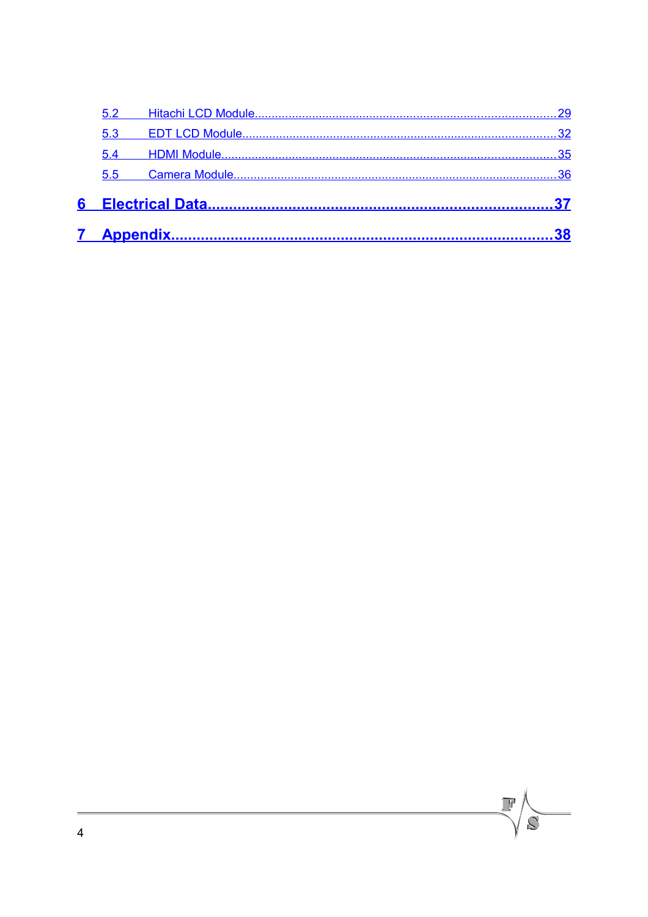5.2 Hitachi LCD Module....................................................................................29

5.3 EDT LCD Module.........................................................................................32

5.4 HDMI Module...............................................................................................35

5.5 Camera Module............................................................................................36

**6 Electrical Data..............................................................................37**

**7 Appendix.......................................................................................38**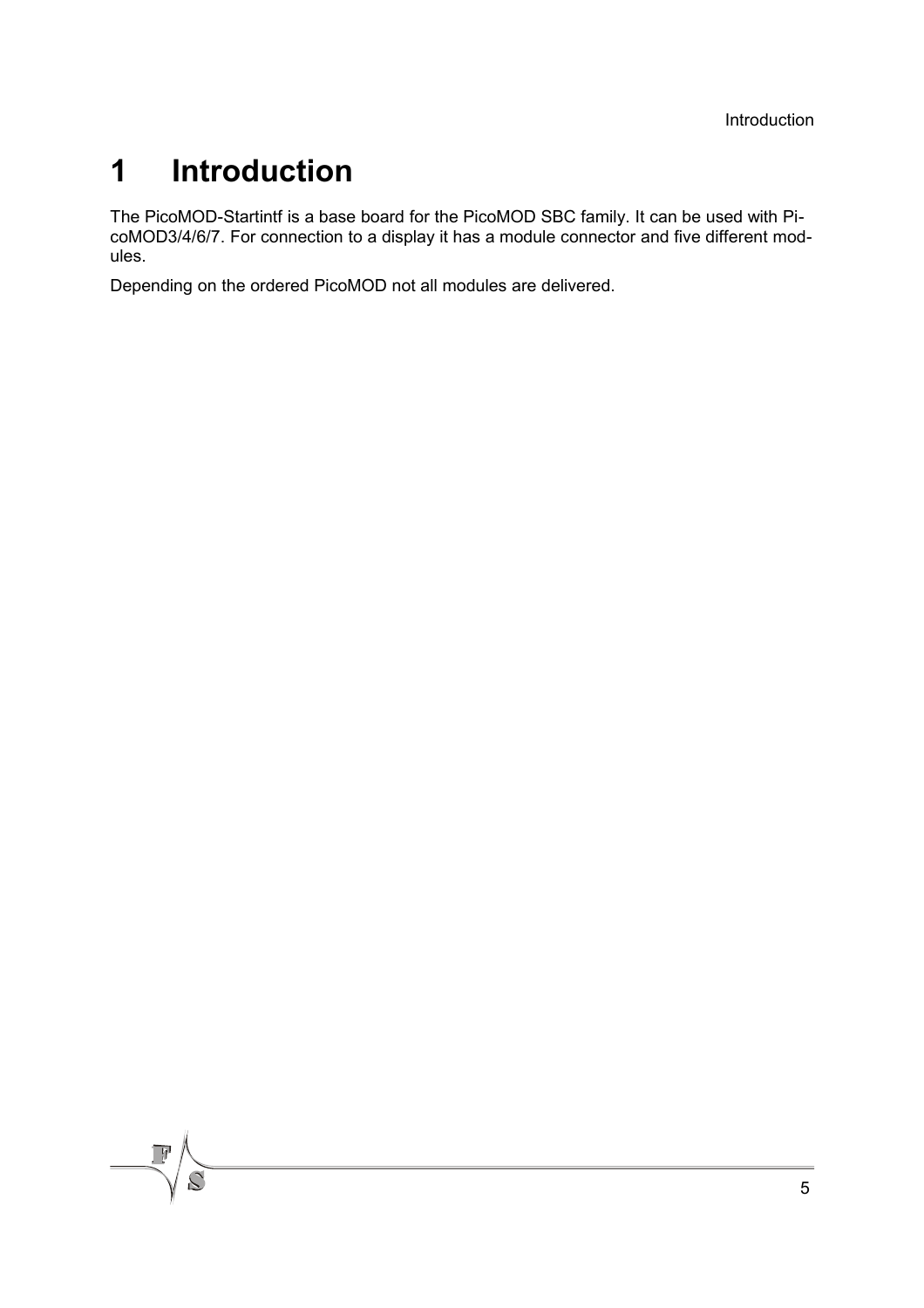# 1 Introduction

The PicoMOD-Startintf is a base board for the PicoMOD SBC family. It can be used with PicoMOD3/4/6/7. For connection to a display it has a module connector and five different modules.

Depending on the ordered PicoMOD not all modules are delivered.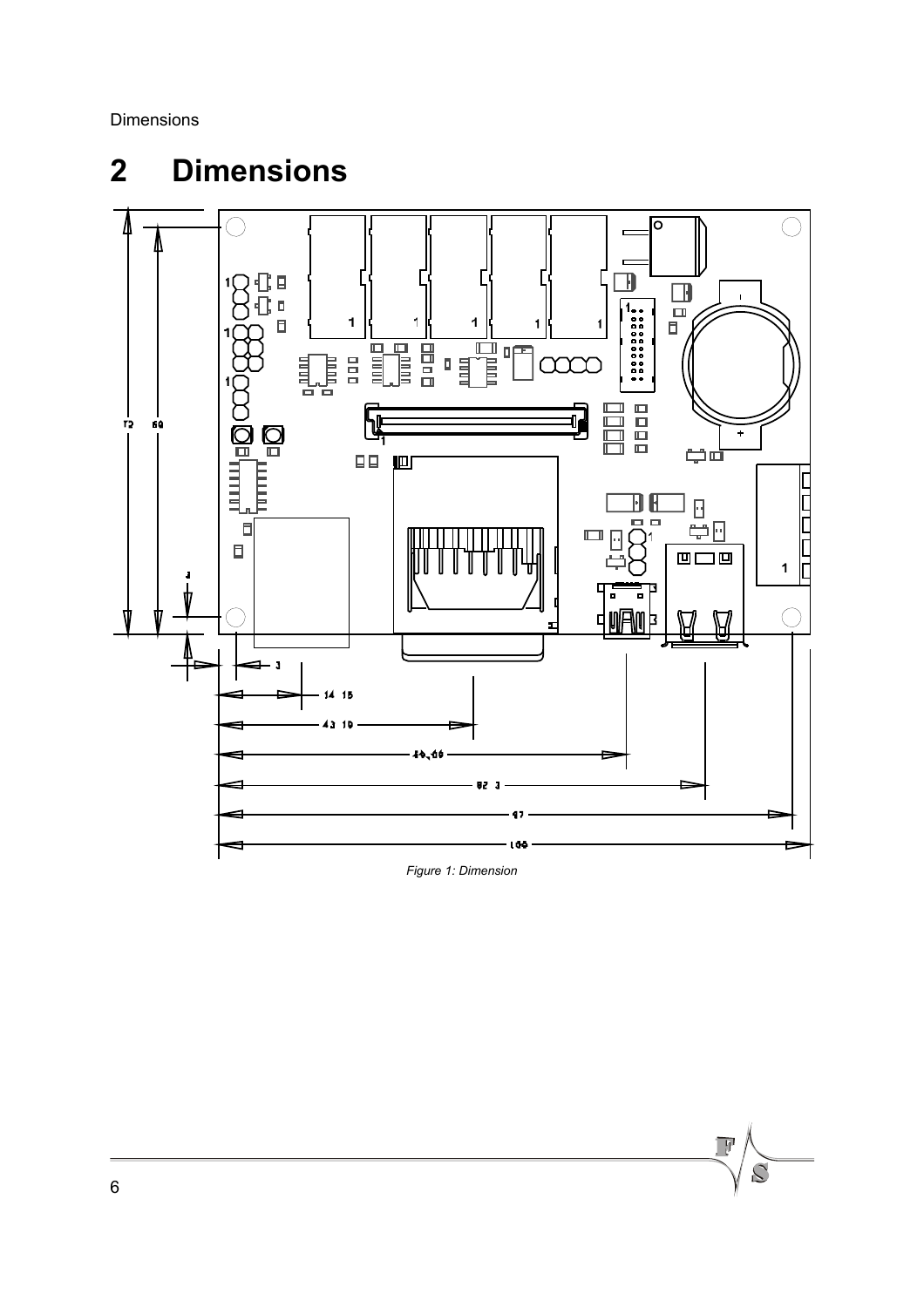# 2 Dimensions

*Figure 1: Dimension*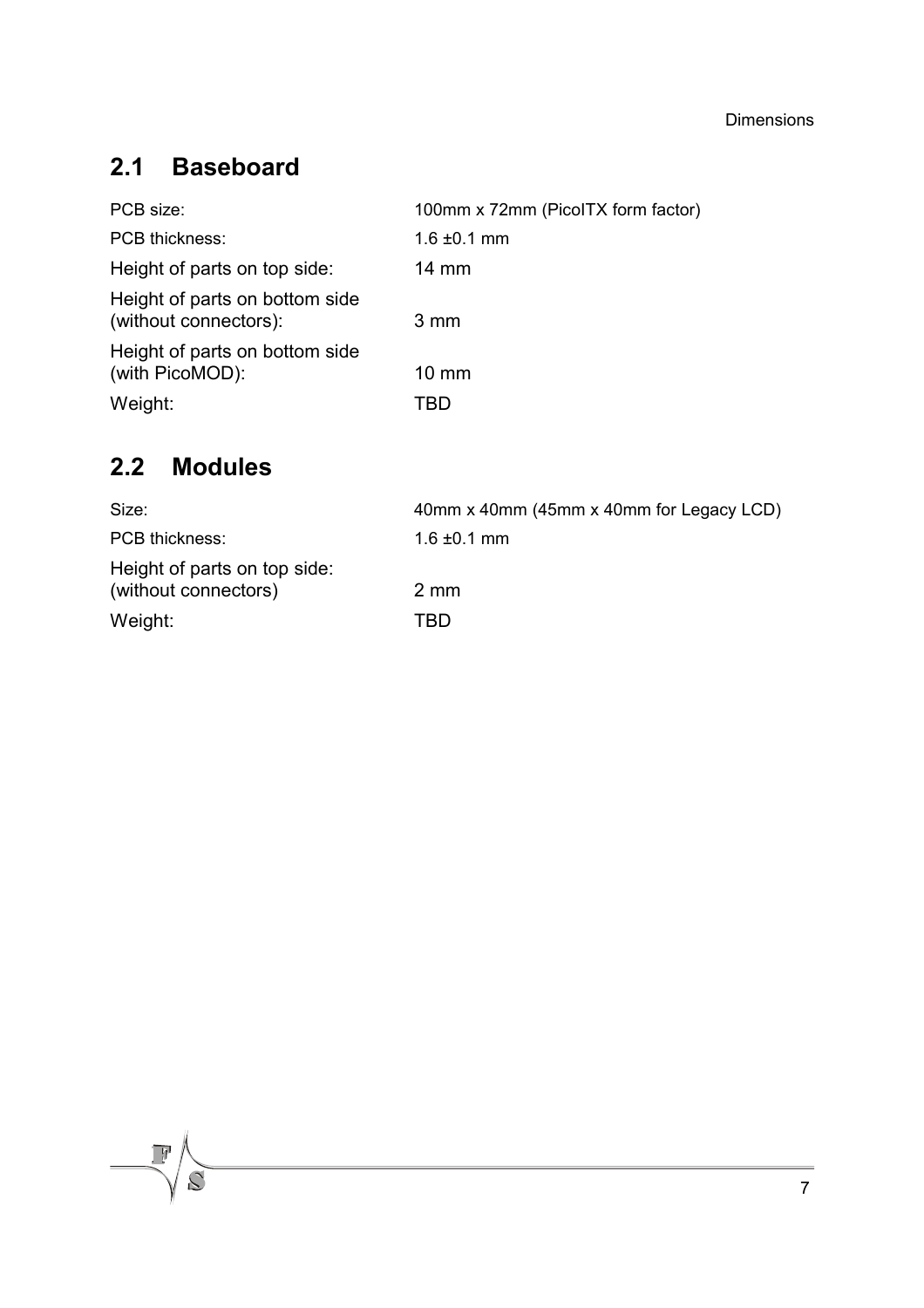## 2.1 Baseboard

| | |
|---|---|
| PCB size: | 100mm x 72mm (PicoITX form factor) |
| PCB thickness: | 1.6 ±0.1 mm |
| Height of parts on top side: | 14 mm |
| Height of parts on bottom side (without connectors): | 3 mm |
| Height of parts on bottom side (with PicoMOD): | 10 mm |
| Weight: | TBD |

## 2.2 Modules

| | |
|---|---|
| Size: | 40mm x 40mm (45mm x 40mm for Legacy LCD) |
| PCB thickness: | 1.6 ±0.1 mm |
| Height of parts on top side: (without connectors) | 2 mm |
| Weight: | TBD |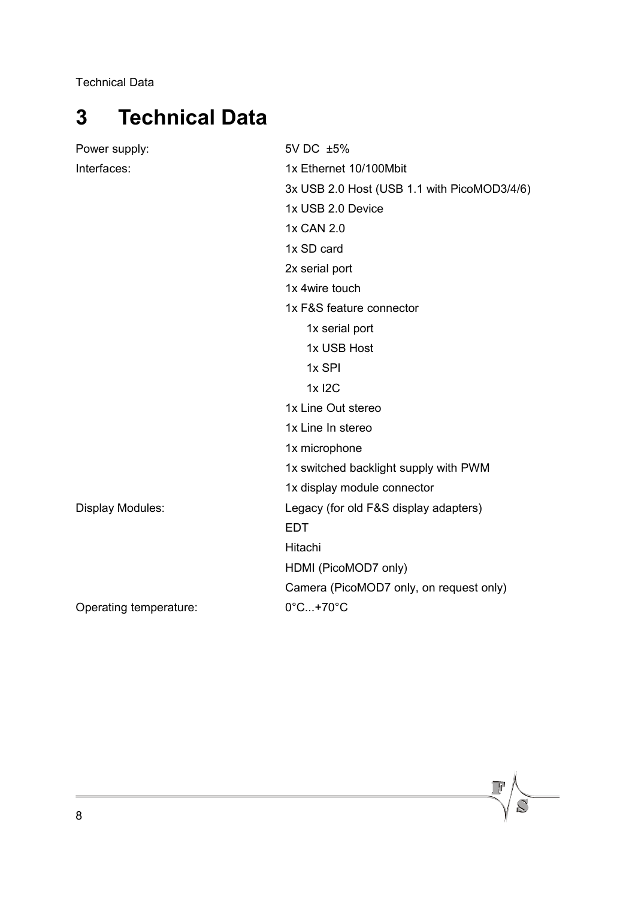# 3 Technical Data

| | |
|---|---|
| Power supply: | 5V DC ±5% |
| Interfaces: | 1x Ethernet 10/100Mbit |
| | 3x USB 2.0 Host (USB 1.1 with PicoMOD3/4/6) |
| | 1x USB 2.0 Device |
| | 1x CAN 2.0 |
| | 1x SD card |
| | 2x serial port |
| | 1x 4wire touch |
| | 1x F&S feature connector |
| | 1x serial port |
| | 1x USB Host |
| | 1x SPI |
| | 1x I2C |
| | 1x Line Out stereo |
| | 1x Line In stereo |
| | 1x microphone |
| | 1x switched backlight supply with PWM |
| | 1x display module connector |
| Display Modules: | Legacy (for old F&S display adapters) |
| | EDT |
| | Hitachi |
| | HDMI (PicoMOD7 only) |
| | Camera (PicoMOD7 only, on request only) |
| Operating temperature: | 0°C...+70°C |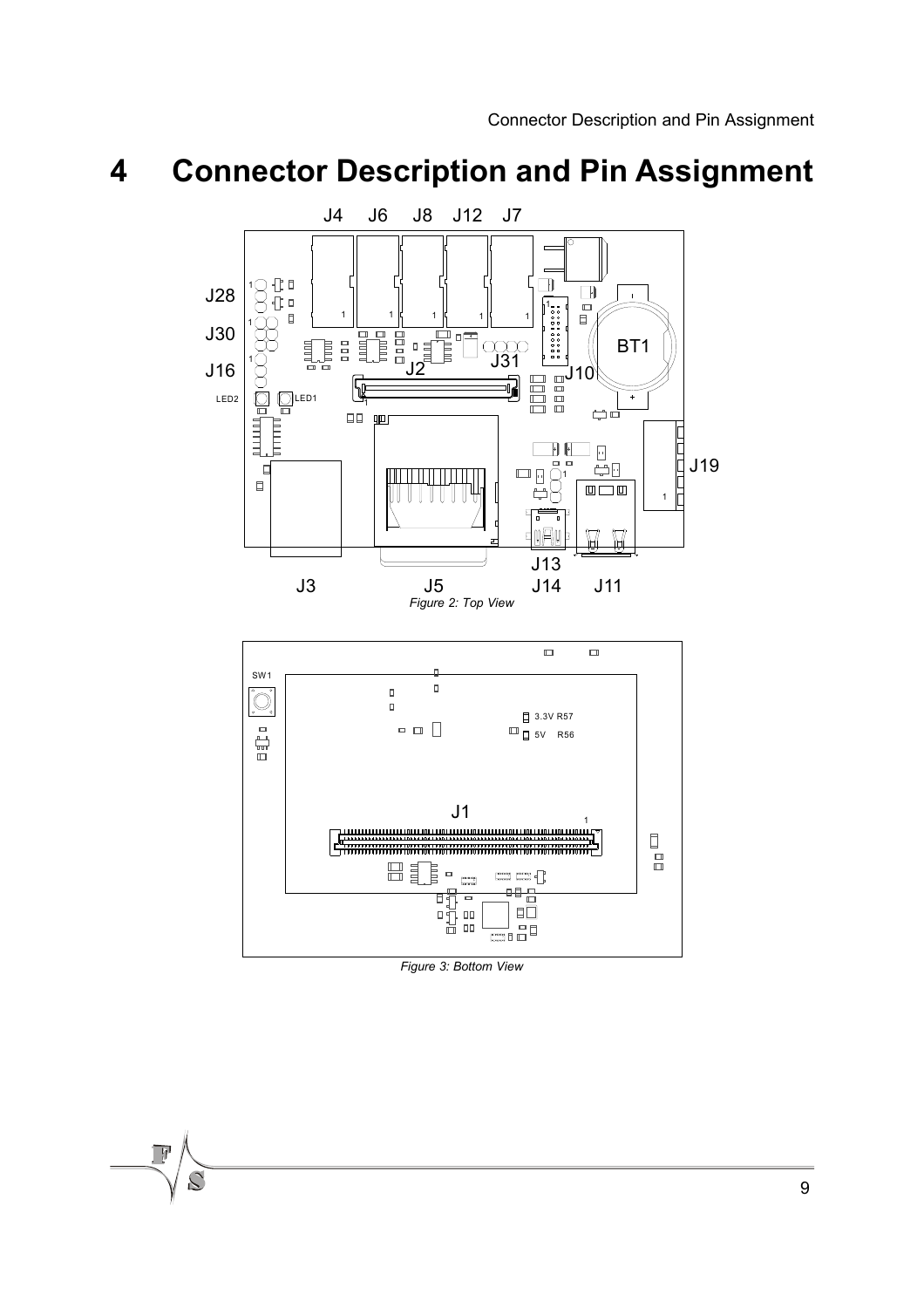# 4 Connector Description and Pin Assignment

*Figure 2: Top View*

*Figure 3: Bottom View*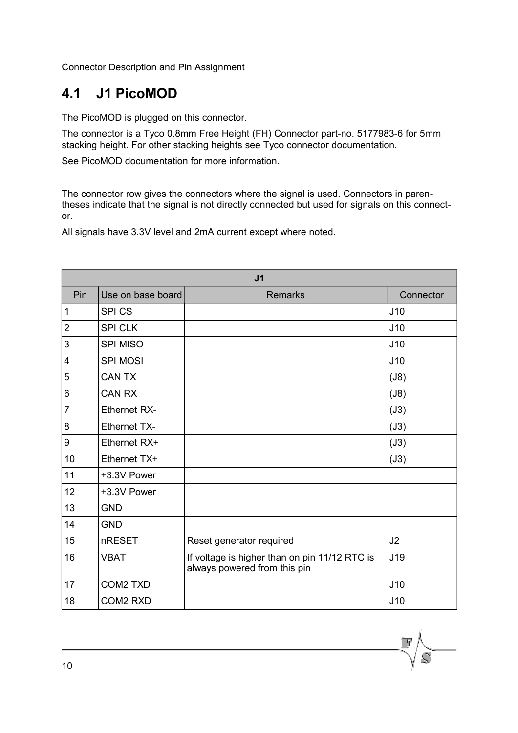## 4.1 J1 PicoMOD

The PicoMOD is plugged on this connector.

The connector is a Tyco 0.8mm Free Height (FH) Connector part-no. 5177983-6 for 5mm stacking height. For other stacking heights see Tyco connector documentation.

See PicoMOD documentation for more information.

The connector row gives the connectors where the signal is used. Connectors in parentheses indicate that the signal is not directly connected but used for signals on this connector.

All signals have 3.3V level and 2mA current except where noted.

| J1 | | | |
|---|---|---|---|
| Pin | Use on base board | Remarks | Connector |
| 1 | SPI CS | | J10 |
| 2 | SPI CLK | | J10 |
| 3 | SPI MISO | | J10 |
| 4 | SPI MOSI | | J10 |
| 5 | CAN TX | | (J8) |
| 6 | CAN RX | | (J8) |
| 7 | Ethernet RX- | | (J3) |
| 8 | Ethernet TX- | | (J3) |
| 9 | Ethernet RX+ | | (J3) |
| 10 | Ethernet TX+ | | (J3) |
| 11 | +3.3V Power | | |
| 12 | +3.3V Power | | |
| 13 | GND | | |
| 14 | GND | | |
| 15 | nRESET | Reset generator required | J2 |
| 16 | VBAT | If voltage is higher than on pin 11/12 RTC is always powered from this pin | J19 |
| 17 | COM2 TXD | | J10 |
| 18 | COM2 RXD | | J10 |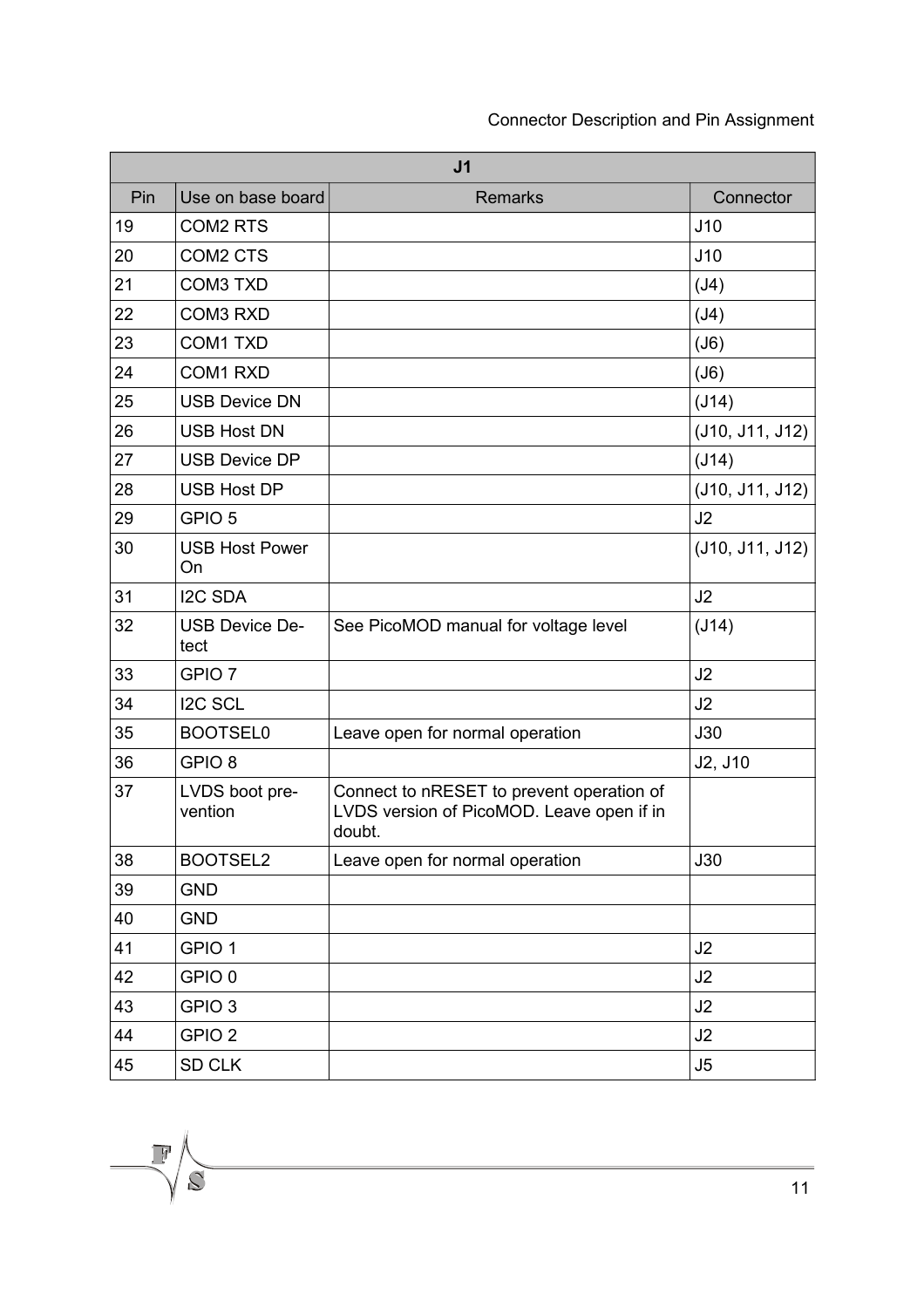| J1 | | | |
|---|---|---|---|
| Pin | Use on base board | Remarks | Connector |
| 19 | COM2 RTS | | J10 |
| 20 | COM2 CTS | | J10 |
| 21 | COM3 TXD | | (J4) |
| 22 | COM3 RXD | | (J4) |
| 23 | COM1 TXD | | (J6) |
| 24 | COM1 RXD | | (J6) |
| 25 | USB Device DN | | (J14) |
| 26 | USB Host DN | | (J10, J11, J12) |
| 27 | USB Device DP | | (J14) |
| 28 | USB Host DP | | (J10, J11, J12) |
| 29 | GPIO 5 | | J2 |
| 30 | USB Host Power On | | (J10, J11, J12) |
| 31 | I2C SDA | | J2 |
| 32 | USB Device Detect | See PicoMOD manual for voltage level | (J14) |
| 33 | GPIO 7 | | J2 |
| 34 | I2C SCL | | J2 |
| 35 | BOOTSEL0 | Leave open for normal operation | J30 |
| 36 | GPIO 8 | | J2, J10 |
| 37 | LVDS boot prevention | Connect to nRESET to prevent operation of LVDS version of PicoMOD. Leave open if in doubt. | |
| 38 | BOOTSEL2 | Leave open for normal operation | J30 |
| 39 | GND | | |
| 40 | GND | | |
| 41 | GPIO 1 | | J2 |
| 42 | GPIO 0 | | J2 |
| 43 | GPIO 3 | | J2 |
| 44 | GPIO 2 | | J2 |
| 45 | SD CLK | | J5 |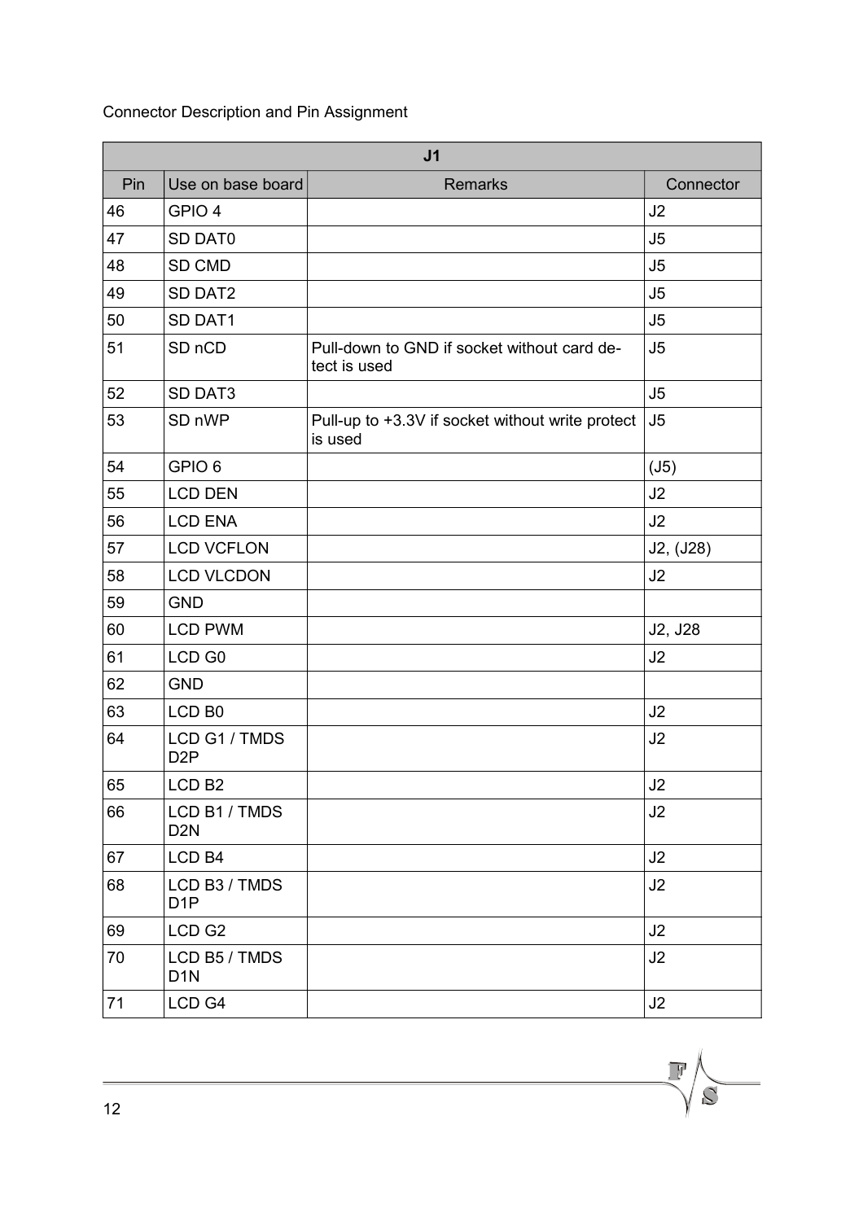| J1 | | | |
|---|---|---|---|
| Pin | Use on base board | Remarks | Connector |
| 46 | GPIO 4 | | J2 |
| 47 | SD DAT0 | | J5 |
| 48 | SD CMD | | J5 |
| 49 | SD DAT2 | | J5 |
| 50 | SD DAT1 | | J5 |
| 51 | SD nCD | Pull-down to GND if socket without card detect is used | J5 |
| 52 | SD DAT3 | | J5 |
| 53 | SD nWP | Pull-up to +3.3V if socket without write protect is used | J5 |
| 54 | GPIO 6 | | (J5) |
| 55 | LCD DEN | | J2 |
| 56 | LCD ENA | | J2 |
| 57 | LCD VCFLON | | J2, (J28) |
| 58 | LCD VLCDON | | J2 |
| 59 | GND | | |
| 60 | LCD PWM | | J2, J28 |
| 61 | LCD G0 | | J2 |
| 62 | GND | | |
| 63 | LCD B0 | | J2 |
| 64 | LCD G1 / TMDS D2P | | J2 |
| 65 | LCD B2 | | J2 |
| 66 | LCD B1 / TMDS D2N | | J2 |
| 67 | LCD B4 | | J2 |
| 68 | LCD B3 / TMDS D1P | | J2 |
| 69 | LCD G2 | | J2 |
| 70 | LCD B5 / TMDS D1N | | J2 |
| 71 | LCD G4 | | J2 |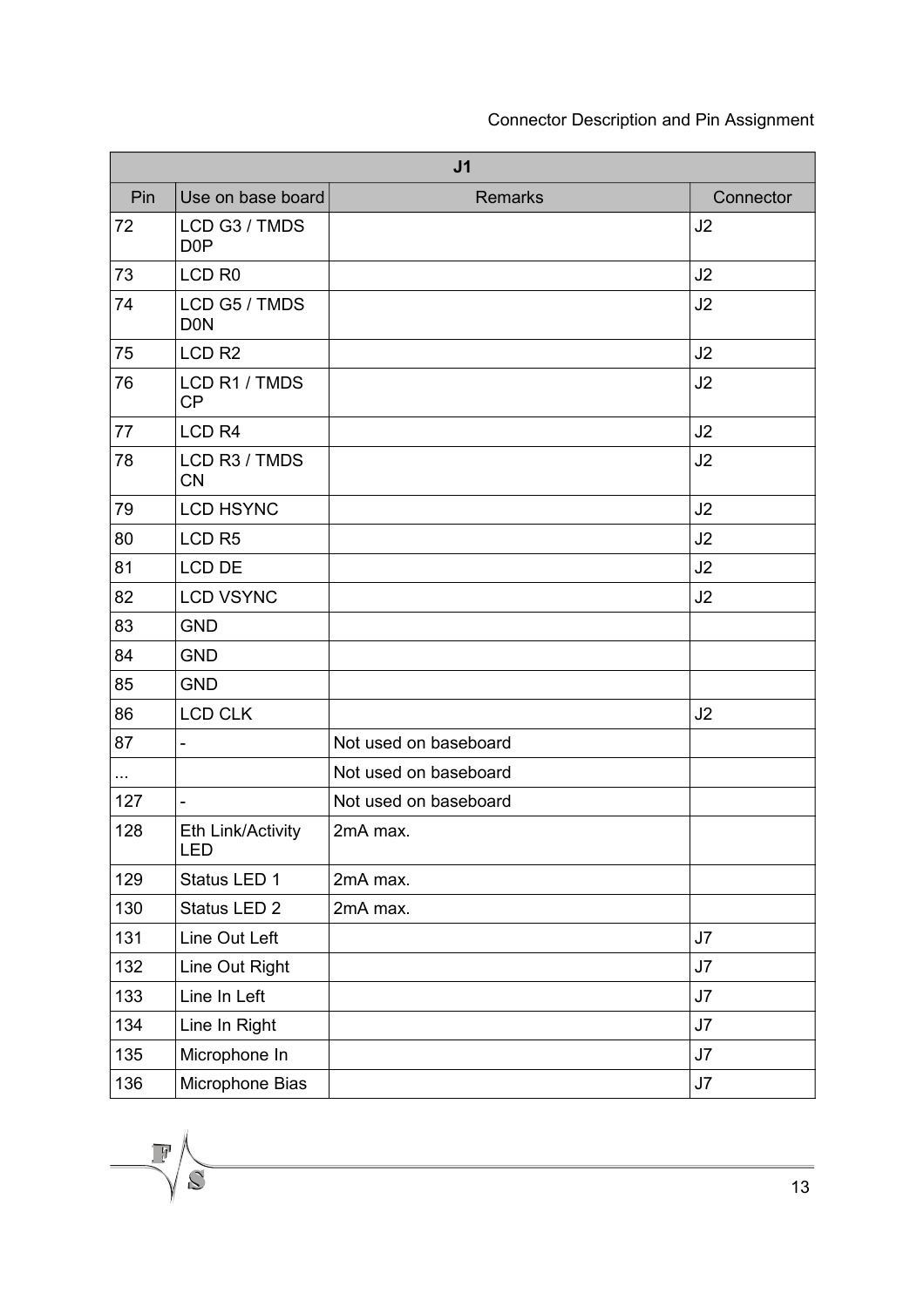| J1 | | | |
|---|---|---|---|
| Pin | Use on base board | Remarks | Connector |
| 72 | LCD G3 / TMDS D0P | | J2 |
| 73 | LCD R0 | | J2 |
| 74 | LCD G5 / TMDS D0N | | J2 |
| 75 | LCD R2 | | J2 |
| 76 | LCD R1 / TMDS CP | | J2 |
| 77 | LCD R4 | | J2 |
| 78 | LCD R3 / TMDS CN | | J2 |
| 79 | LCD HSYNC | | J2 |
| 80 | LCD R5 | | J2 |
| 81 | LCD DE | | J2 |
| 82 | LCD VSYNC | | J2 |
| 83 | GND | | |
| 84 | GND | | |
| 85 | GND | | |
| 86 | LCD CLK | | J2 |
| 87 | - | Not used on baseboard | |
| ... | | Not used on baseboard | |
| 127 | - | Not used on baseboard | |
| 128 | Eth Link/Activity LED | 2mA max. | |
| 129 | Status LED 1 | 2mA max. | |
| 130 | Status LED 2 | 2mA max. | |
| 131 | Line Out Left | | J7 |
| 132 | Line Out Right | | J7 |
| 133 | Line In Left | | J7 |
| 134 | Line In Right | | J7 |
| 135 | Microphone In | | J7 |
| 136 | Microphone Bias | | J7 |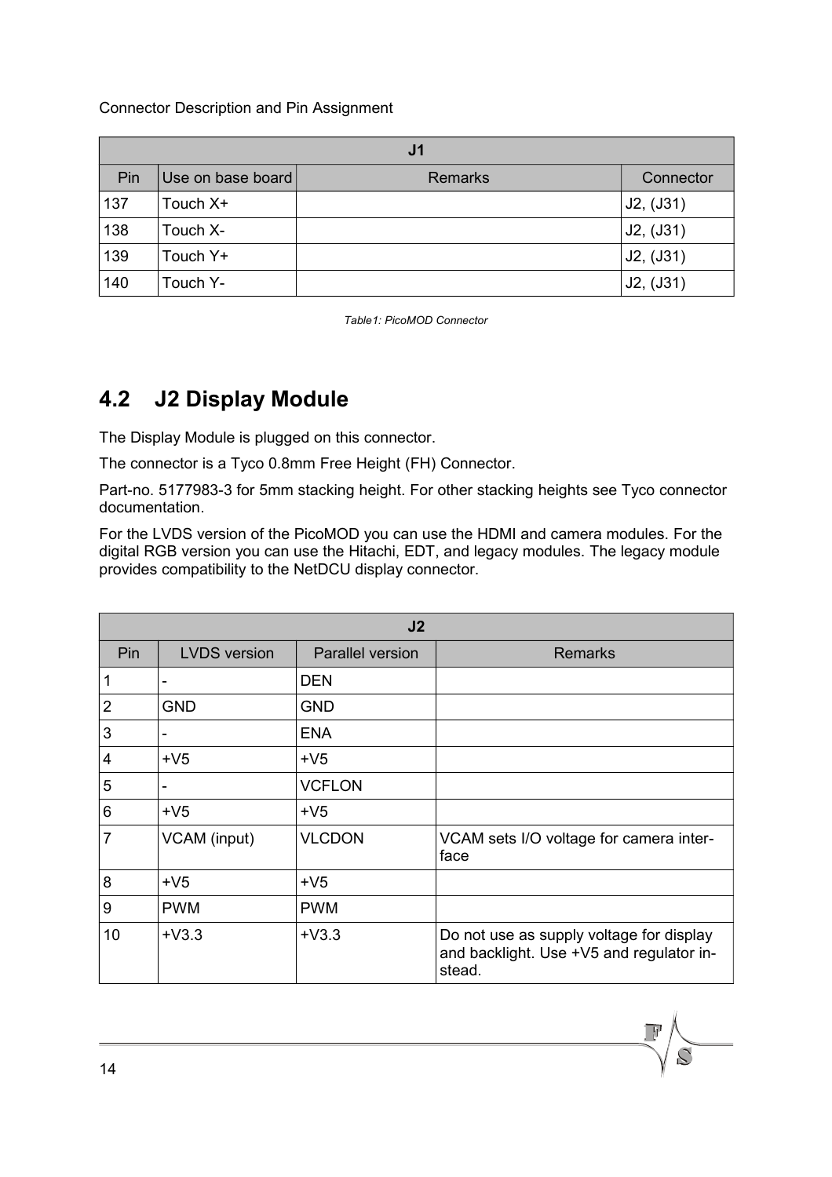Connector Description and Pin Assignment

| J1 | | | |
|---|---|---|---|
| Pin | Use on base board | Remarks | Connector |
| 137 | Touch X+ | | J2, (J31) |
| 138 | Touch X- | | J2, (J31) |
| 139 | Touch Y+ | | J2, (J31) |
| 140 | Touch Y- | | J2, (J31) |

*Table1: PicoMOD Connector*

## 4.2 J2 Display Module

The Display Module is plugged on this connector.

The connector is a Tyco 0.8mm Free Height (FH) Connector.

Part-no. 5177983-3 for 5mm stacking height. For other stacking heights see Tyco connector documentation.

For the LVDS version of the PicoMOD you can use the HDMI and camera modules. For the digital RGB version you can use the Hitachi, EDT, and legacy modules. The legacy module provides compatibility to the NetDCU display connector.

| J2 | | | |
|---|---|---|---|
| Pin | LVDS version | Parallel version | Remarks |
| 1 | - | DEN | |
| 2 | GND | GND | |
| 3 | - | ENA | |
| 4 | +V5 | +V5 | |
| 5 | - | VCFLON | |
| 6 | +V5 | +V5 | |
| 7 | VCAM (input) | VLCDON | VCAM sets I/O voltage for camera interface |
| 8 | +V5 | +V5 | |
| 9 | PWM | PWM | |
| 10 | +V3.3 | +V3.3 | Do not use as supply voltage for display and backlight. Use +V5 and regulator instead. |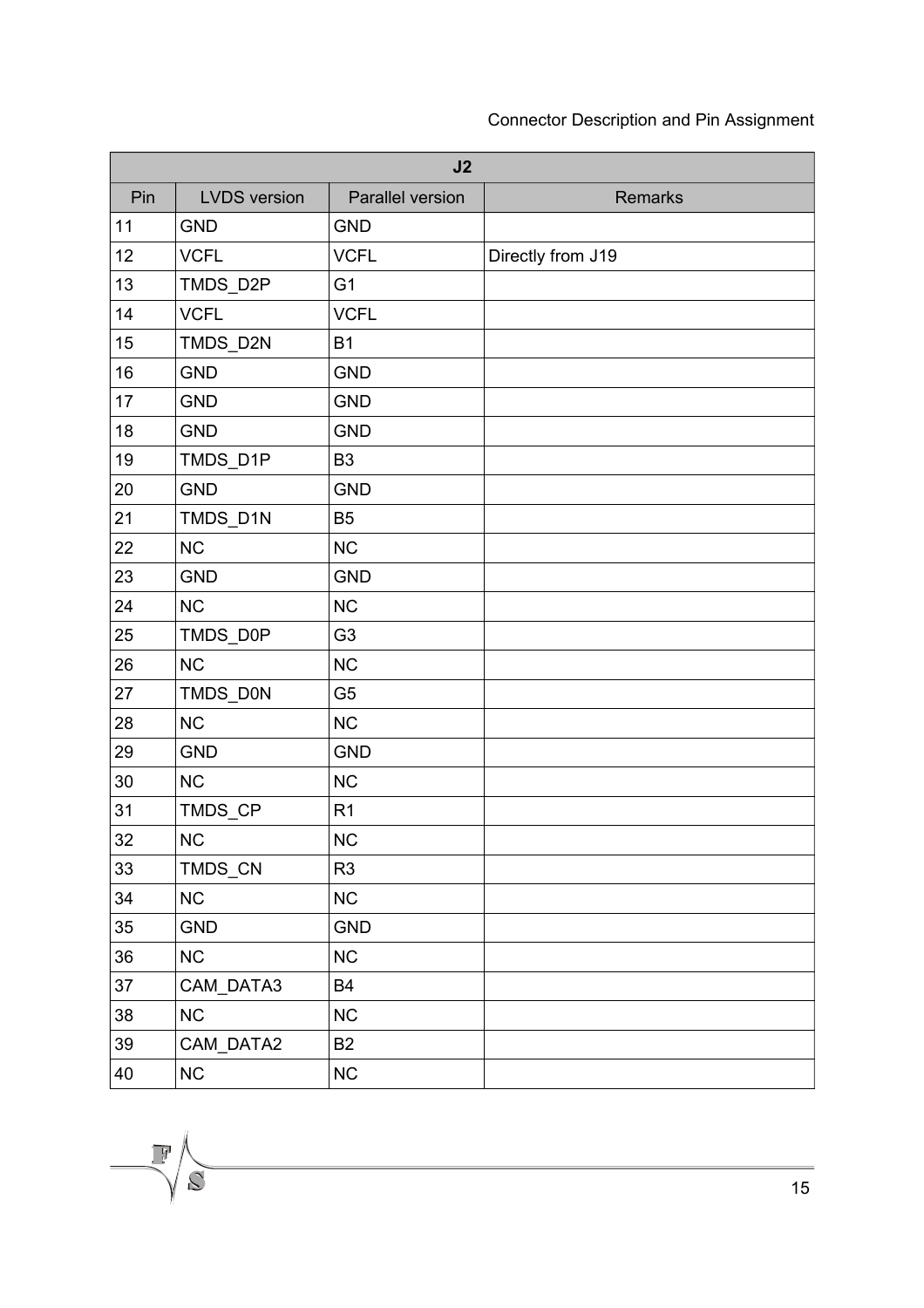| J2 | | | |
|---|---|---|---|
| Pin | LVDS version | Parallel version | Remarks |
| 11 | GND | GND | |
| 12 | VCFL | VCFL | Directly from J19 |
| 13 | TMDS_D2P | G1 | |
| 14 | VCFL | VCFL | |
| 15 | TMDS_D2N | B1 | |
| 16 | GND | GND | |
| 17 | GND | GND | |
| 18 | GND | GND | |
| 19 | TMDS_D1P | B3 | |
| 20 | GND | GND | |
| 21 | TMDS_D1N | B5 | |
| 22 | NC | NC | |
| 23 | GND | GND | |
| 24 | NC | NC | |
| 25 | TMDS_D0P | G3 | |
| 26 | NC | NC | |
| 27 | TMDS_D0N | G5 | |
| 28 | NC | NC | |
| 29 | GND | GND | |
| 30 | NC | NC | |
| 31 | TMDS_CP | R1 | |
| 32 | NC | NC | |
| 33 | TMDS_CN | R3 | |
| 34 | NC | NC | |
| 35 | GND | GND | |
| 36 | NC | NC | |
| 37 | CAM_DATA3 | B4 | |
| 38 | NC | NC | |
| 39 | CAM_DATA2 | B2 | |
| 40 | NC | NC | |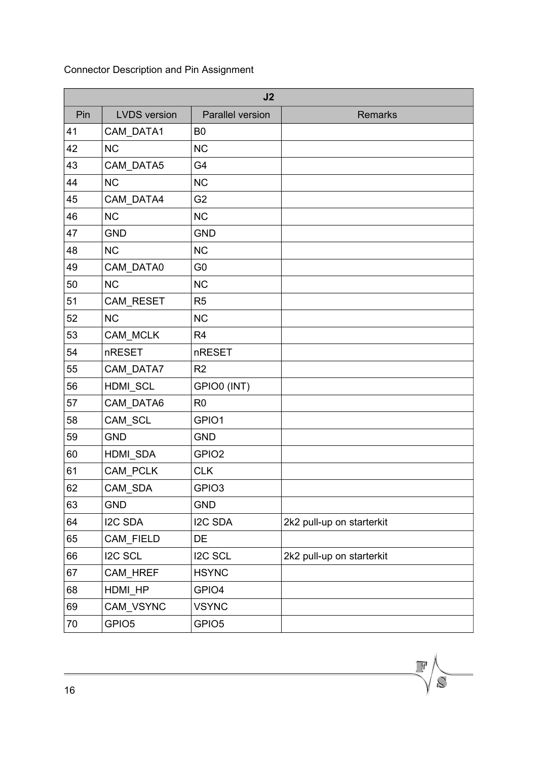Connector Description and Pin Assignment

| J2 | | | |
|---|---|---|---|
| Pin | LVDS version | Parallel version | Remarks |
| 41 | CAM_DATA1 | B0 | |
| 42 | NC | NC | |
| 43 | CAM_DATA5 | G4 | |
| 44 | NC | NC | |
| 45 | CAM_DATA4 | G2 | |
| 46 | NC | NC | |
| 47 | GND | GND | |
| 48 | NC | NC | |
| 49 | CAM_DATA0 | G0 | |
| 50 | NC | NC | |
| 51 | CAM_RESET | R5 | |
| 52 | NC | NC | |
| 53 | CAM_MCLK | R4 | |
| 54 | nRESET | nRESET | |
| 55 | CAM_DATA7 | R2 | |
| 56 | HDMI_SCL | GPIO0 (INT) | |
| 57 | CAM_DATA6 | R0 | |
| 58 | CAM_SCL | GPIO1 | |
| 59 | GND | GND | |
| 60 | HDMI_SDA | GPIO2 | |
| 61 | CAM_PCLK | CLK | |
| 62 | CAM_SDA | GPIO3 | |
| 63 | GND | GND | |
| 64 | I2C SDA | I2C SDA | 2k2 pull-up on starterkit |
| 65 | CAM_FIELD | DE | |
| 66 | I2C SCL | I2C SCL | 2k2 pull-up on starterkit |
| 67 | CAM_HREF | HSYNC | |
| 68 | HDMI_HP | GPIO4 | |
| 69 | CAM_VSYNC | VSYNC | |
| 70 | GPIO5 | GPIO5 | |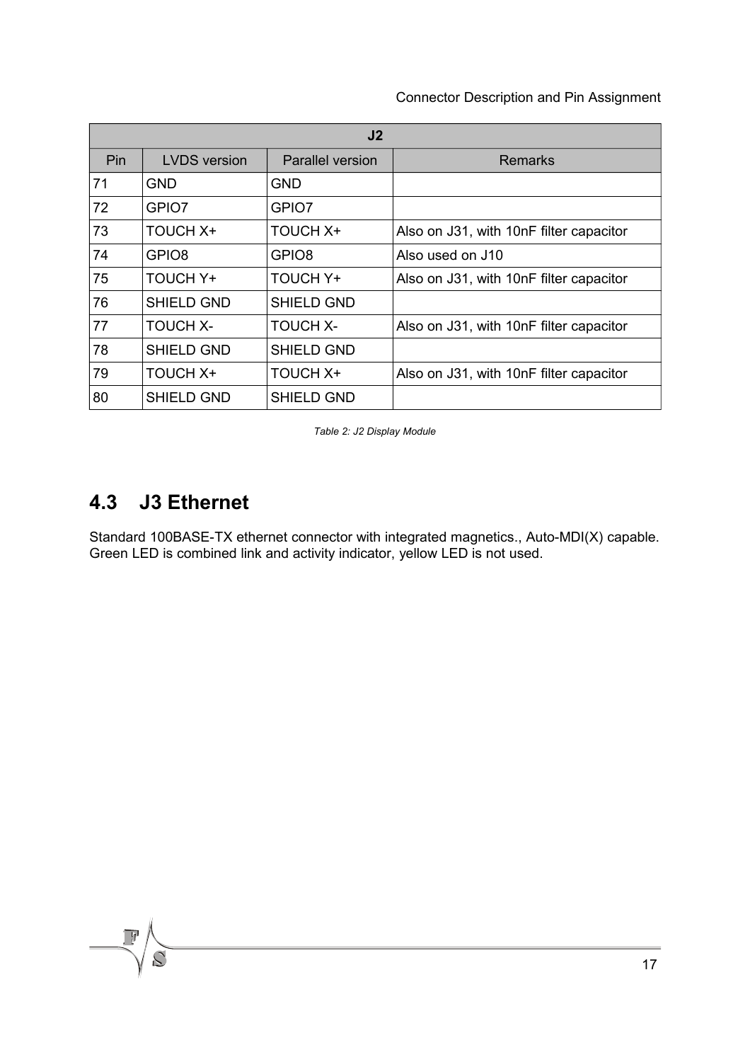| J2 | | | |
|---|---|---|---|
| Pin | LVDS version | Parallel version | Remarks |
| 71 | GND | GND | |
| 72 | GPIO7 | GPIO7 | |
| 73 | TOUCH X+ | TOUCH X+ | Also on J31, with 10nF filter capacitor |
| 74 | GPIO8 | GPIO8 | Also used on J10 |
| 75 | TOUCH Y+ | TOUCH Y+ | Also on J31, with 10nF filter capacitor |
| 76 | SHIELD GND | SHIELD GND | |
| 77 | TOUCH X- | TOUCH X- | Also on J31, with 10nF filter capacitor |
| 78 | SHIELD GND | SHIELD GND | |
| 79 | TOUCH X+ | TOUCH X+ | Also on J31, with 10nF filter capacitor |
| 80 | SHIELD GND | SHIELD GND | |

*Table 2: J2 Display Module*

## 4.3 J3 Ethernet

Standard 100BASE-TX ethernet connector with integrated magnetics., Auto-MDI(X) capable. Green LED is combined link and activity indicator, yellow LED is not used.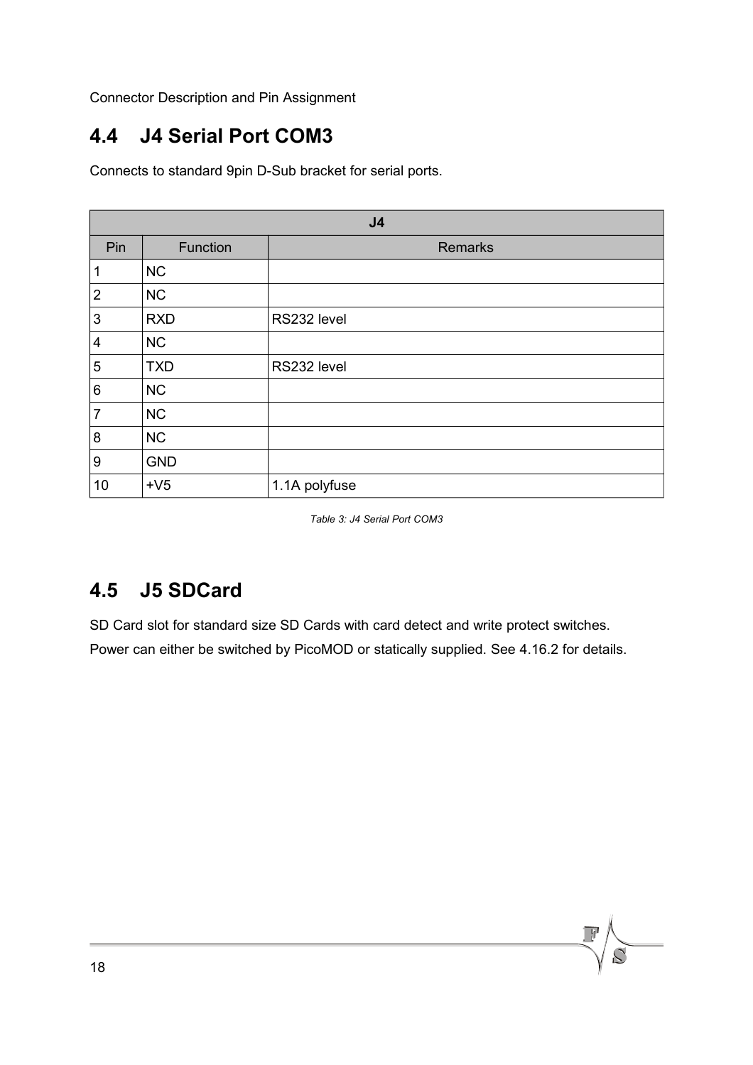## 4.4 J4 Serial Port COM3

Connects to standard 9pin D-Sub bracket for serial ports.

| J4 | | |
|---|---|---|
| Pin | Function | Remarks |
| 1 | NC | |
| 2 | NC | |
| 3 | RXD | RS232 level |
| 4 | NC | |
| 5 | TXD | RS232 level |
| 6 | NC | |
| 7 | NC | |
| 8 | NC | |
| 9 | GND | |
| 10 | +V5 | 1.1A polyfuse |

*Table 3: J4 Serial Port COM3*

## 4.5 J5 SDCard

SD Card slot for standard size SD Cards with card detect and write protect switches.

Power can either be switched by PicoMOD or statically supplied. See 4.16.2 for details.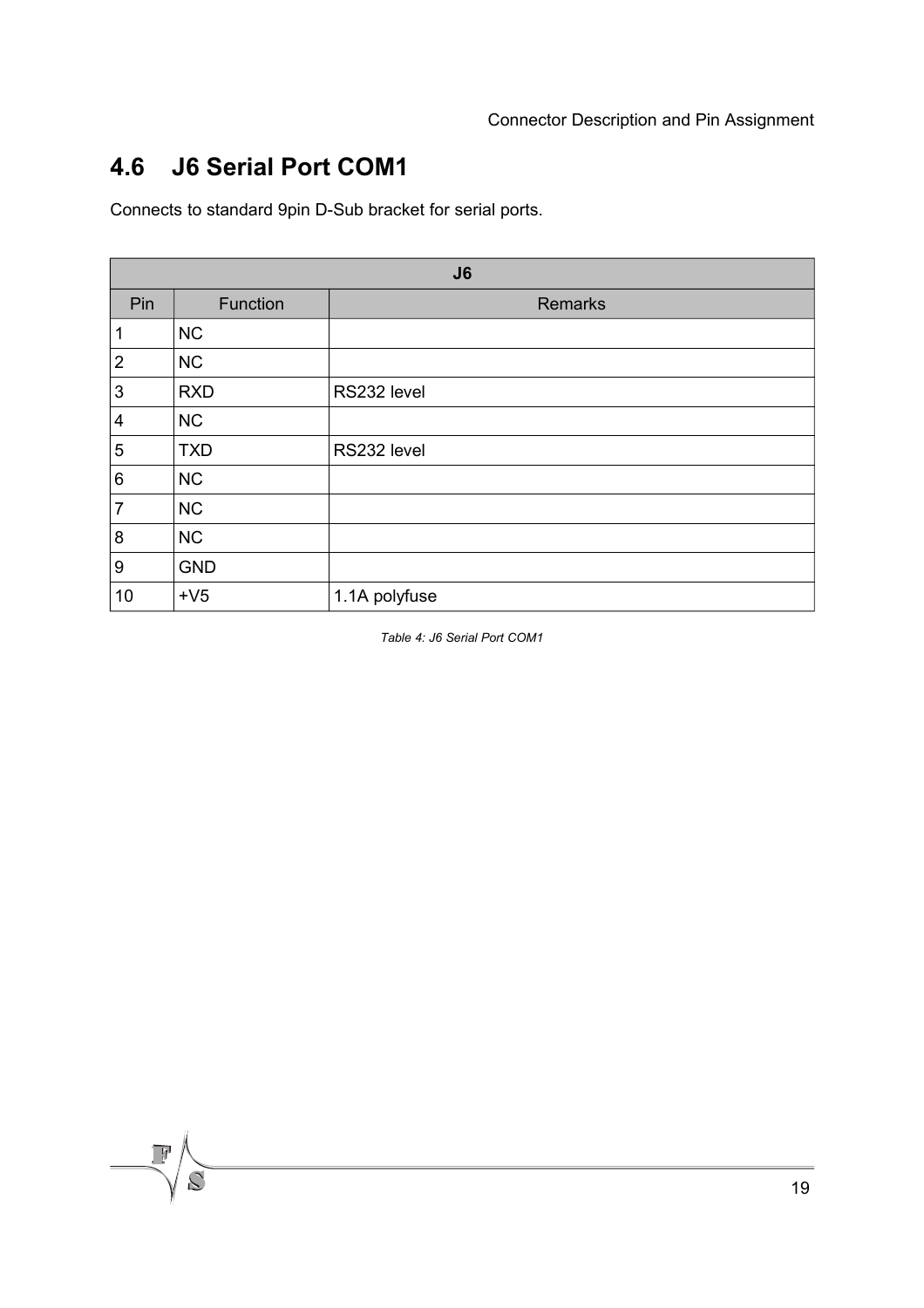## 4.6 J6 Serial Port COM1

Connects to standard 9pin D-Sub bracket for serial ports.

| J6 | | |
|---|---|---|
| Pin | Function | Remarks |
| 1 | NC | |
| 2 | NC | |
| 3 | RXD | RS232 level |
| 4 | NC | |
| 5 | TXD | RS232 level |
| 6 | NC | |
| 7 | NC | |
| 8 | NC | |
| 9 | GND | |
| 10 | +V5 | 1.1A polyfuse |

*Table 4: J6 Serial Port COM1*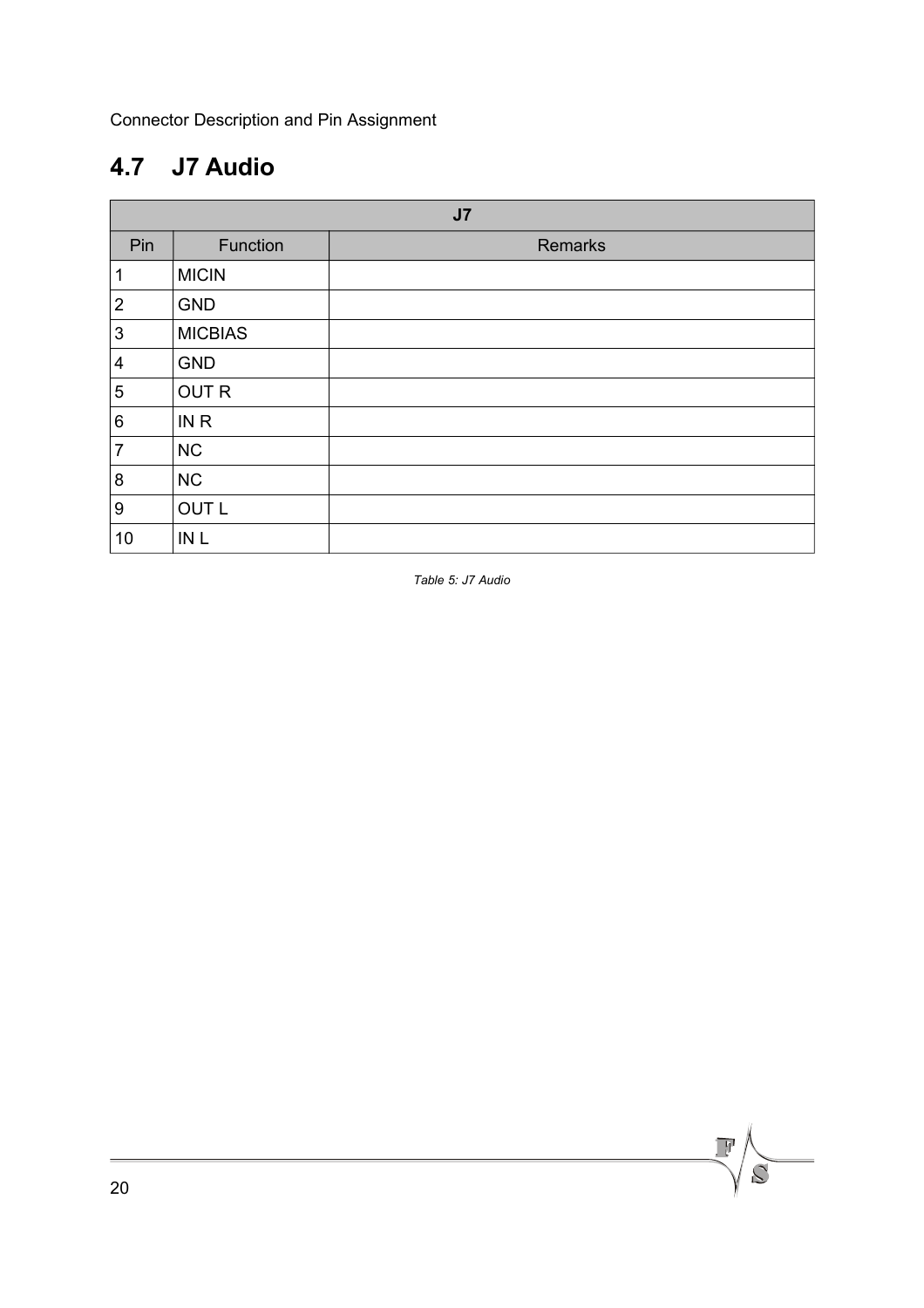## 4.7 J7 Audio

| J7 | | |
|---|---|---|
| Pin | Function | Remarks |
| 1 | MICIN | |
| 2 | GND | |
| 3 | MICBIAS | |
| 4 | GND | |
| 5 | OUT R | |
| 6 | IN R | |
| 7 | NC | |
| 8 | NC | |
| 9 | OUT L | |
| 10 | IN L | |

*Table 5: J7 Audio*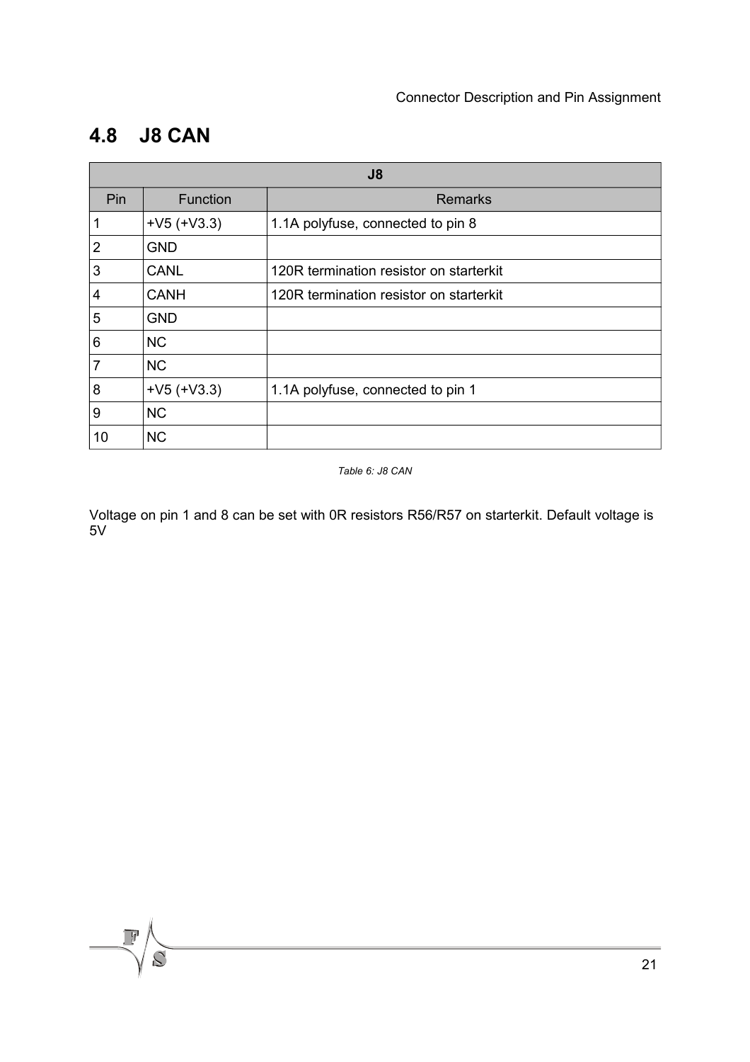## 4.8 J8 CAN

| J8 | | |
|---|---|---|
| Pin | Function | Remarks |
| 1 | +V5 (+V3.3) | 1.1A polyfuse, connected to pin 8 |
| 2 | GND | |
| 3 | CANL | 120R termination resistor on starterkit |
| 4 | CANH | 120R termination resistor on starterkit |
| 5 | GND | |
| 6 | NC | |
| 7 | NC | |
| 8 | +V5 (+V3.3) | 1.1A polyfuse, connected to pin 1 |
| 9 | NC | |
| 10 | NC | |

*Table 6: J8 CAN*

Voltage on pin 1 and 8 can be set with 0R resistors R56/R57 on starterkit. Default voltage is 5V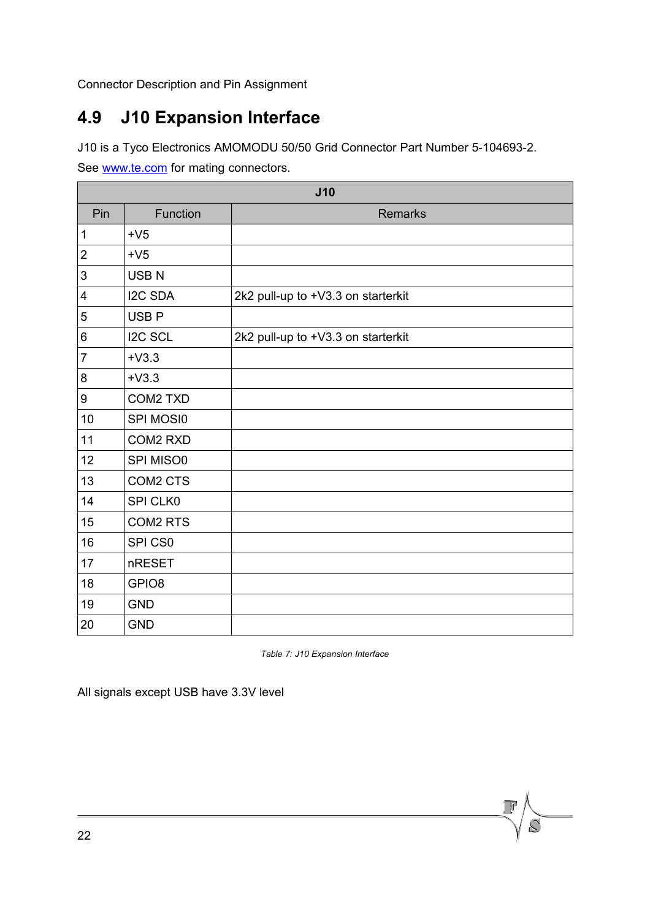## 4.9 J10 Expansion Interface

J10 is a Tyco Electronics AMOMODU 50/50 Grid Connector Part Number 5-104693-2.

See [www.te.com](http://www.te.com) for mating connectors.

| J10 | | |
|---|---|---|
| Pin | Function | Remarks |
| 1 | +V5 | |
| 2 | +V5 | |
| 3 | USB N | |
| 4 | I2C SDA | 2k2 pull-up to +V3.3 on starterkit |
| 5 | USB P | |
| 6 | I2C SCL | 2k2 pull-up to +V3.3 on starterkit |
| 7 | +V3.3 | |
| 8 | +V3.3 | |
| 9 | COM2 TXD | |
| 10 | SPI MOSI0 | |
| 11 | COM2 RXD | |
| 12 | SPI MISO0 | |
| 13 | COM2 CTS | |
| 14 | SPI CLK0 | |
| 15 | COM2 RTS | |
| 16 | SPI CS0 | |
| 17 | nRESET | |
| 18 | GPIO8 | |
| 19 | GND | |
| 20 | GND | |

*Table 7: J10 Expansion Interface*

All signals except USB have 3.3V level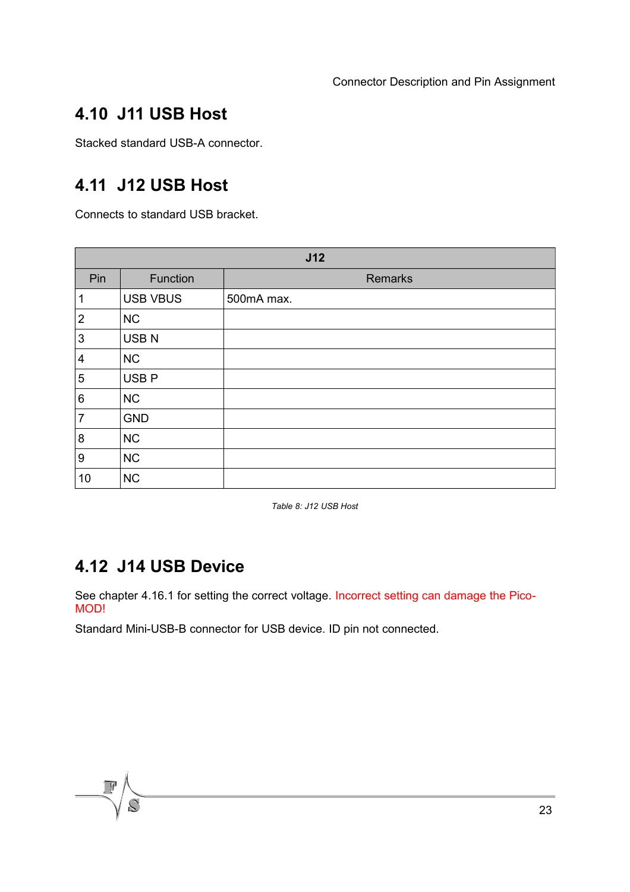## 4.10 J11 USB Host

Stacked standard USB-A connector.

## 4.11 J12 USB Host

Connects to standard USB bracket.

| J12 | | |
|---|---|---|
| Pin | Function | Remarks |
| 1 | USB VBUS | 500mA max. |
| 2 | NC | |
| 3 | USB N | |
| 4 | NC | |
| 5 | USB P | |
| 6 | NC | |
| 7 | GND | |
| 8 | NC | |
| 9 | NC | |
| 10 | NC | |

*Table 8: J12 USB Host*

## 4.12 J14 USB Device

See chapter 4.16.1 for setting the correct voltage. Incorrect setting can damage the PicoMOD!

Standard Mini-USB-B connector for USB device. ID pin not connected.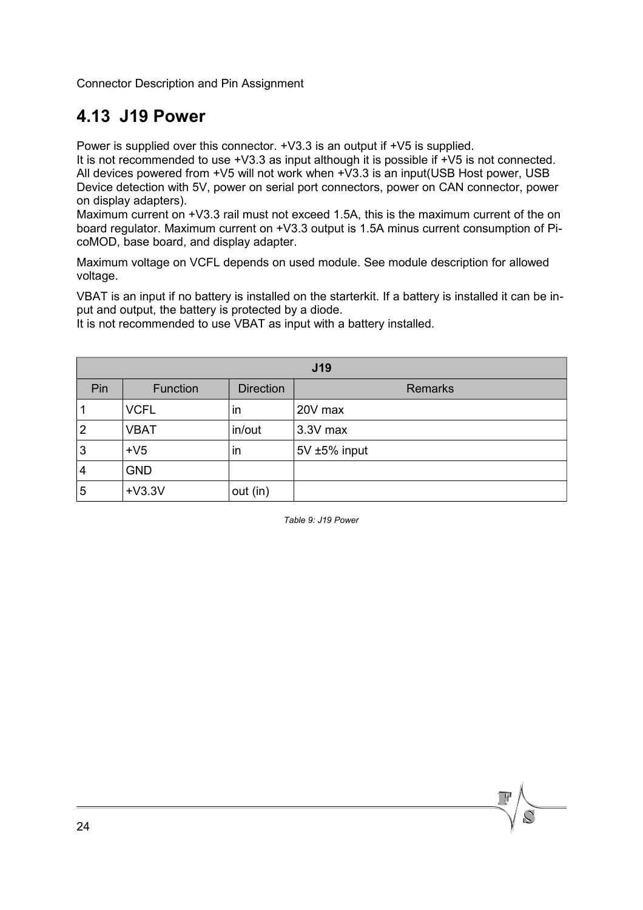## 4.13 J19 Power

Power is supplied over this connector. +V3.3 is an output if +V5 is supplied.
It is not recommended to use +V3.3 as input although it is possible if +V5 is not connected. All devices powered from +V5 will not work when +V3.3 is an input(USB Host power, USB Device detection with 5V, power on serial port connectors, power on CAN connector, power on display adapters).
Maximum current on +V3.3 rail must not exceed 1.5A, this is the maximum current of the on board regulator. Maximum current on +V3.3 output is 1.5A minus current consumption of PicoMOD, base board, and display adapter.

Maximum voltage on VCFL depends on used module. See module description for allowed voltage.

VBAT is an input if no battery is installed on the starterkit. If a battery is installed it can be input and output, the battery is protected by a diode.
It is not recommended to use VBAT as input with a battery installed.

| J19 | | | |
|---|---|---|---|
| Pin | Function | Direction | Remarks |
| 1 | VCFL | in | 20V max |
| 2 | VBAT | in/out | 3.3V max |
| 3 | +V5 | in | 5V ±5% input |
| 4 | GND | | |
| 5 | +V3.3V | out (in) | |

*Table 9: J19 Power*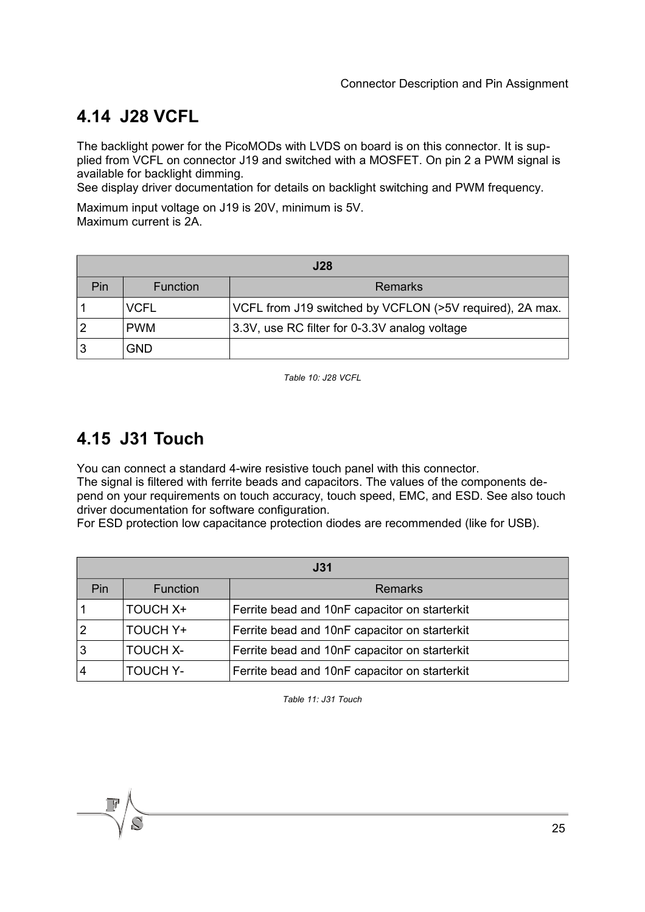## 4.14 J28 VCFL

The backlight power for the PicoMODs with LVDS on board is on this connector. It is supplied from VCFL on connector J19 and switched with a MOSFET. On pin 2 a PWM signal is available for backlight dimming.
See display driver documentation for details on backlight switching and PWM frequency.

Maximum input voltage on J19 is 20V, minimum is 5V.
Maximum current is 2A.

| J28 | | |
|---|---|---|
| Pin | Function | Remarks |
| 1 | VCFL | VCFL from J19 switched by VCFLON (>5V required), 2A max. |
| 2 | PWM | 3.3V, use RC filter for 0-3.3V analog voltage |
| 3 | GND | |

*Table 10: J28 VCFL*

## 4.15 J31 Touch

You can connect a standard 4-wire resistive touch panel with this connector.
The signal is filtered with ferrite beads and capacitors. The values of the components depend on your requirements on touch accuracy, touch speed, EMC, and ESD. See also touch driver documentation for software configuration.
For ESD protection low capacitance protection diodes are recommended (like for USB).

| J31 | | |
|---|---|---|
| Pin | Function | Remarks |
| 1 | TOUCH X+ | Ferrite bead and 10nF capacitor on starterkit |
| 2 | TOUCH Y+ | Ferrite bead and 10nF capacitor on starterkit |
| 3 | TOUCH X- | Ferrite bead and 10nF capacitor on starterkit |
| 4 | TOUCH Y- | Ferrite bead and 10nF capacitor on starterkit |

*Table 11: J31 Touch*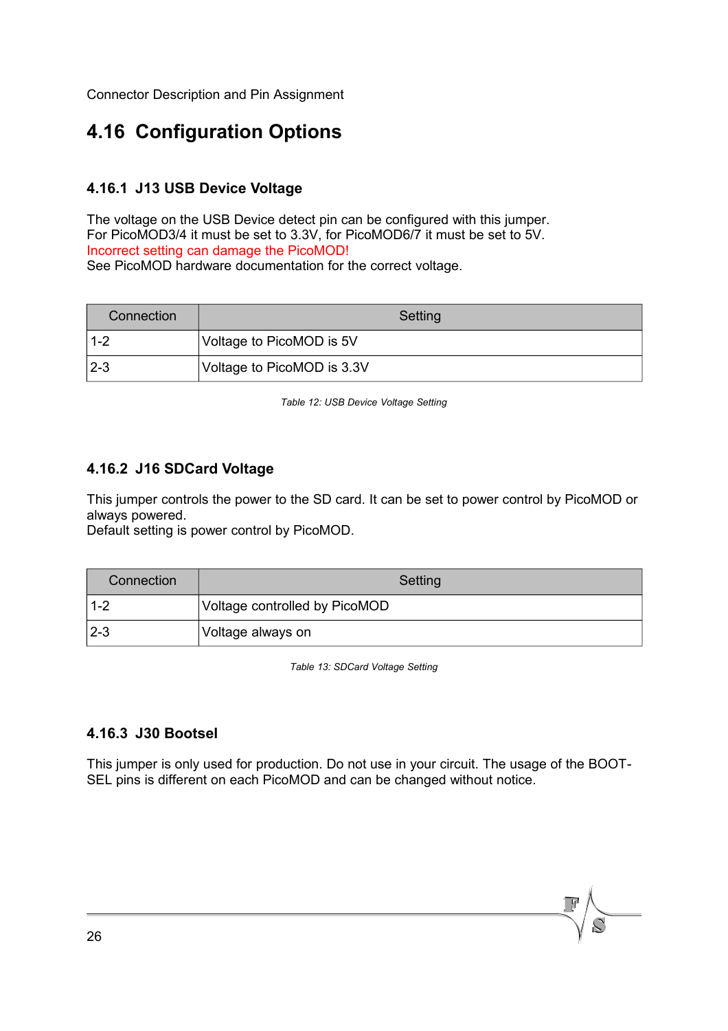## 4.16 Configuration Options

### 4.16.1 J13 USB Device Voltage

The voltage on the USB Device detect pin can be configured with this jumper.
For PicoMOD3/4 it must be set to 3.3V, for PicoMOD6/7 it must be set to 5V.
Incorrect setting can damage the PicoMOD!
See PicoMOD hardware documentation for the correct voltage.

| Connection | Setting |
|---|---|
| 1-2 | Voltage to PicoMOD is 5V |
| 2-3 | Voltage to PicoMOD is 3.3V |

*Table 12: USB Device Voltage Setting*

### 4.16.2 J16 SDCard Voltage

This jumper controls the power to the SD card. It can be set to power control by PicoMOD or always powered.
Default setting is power control by PicoMOD.

| Connection | Setting |
|---|---|
| 1-2 | Voltage controlled by PicoMOD |
| 2-3 | Voltage always on |

*Table 13: SDCard Voltage Setting*

### 4.16.3 J30 Bootsel

This jumper is only used for production. Do not use in your circuit. The usage of the BOOT-SEL pins is different on each PicoMOD and can be changed without notice.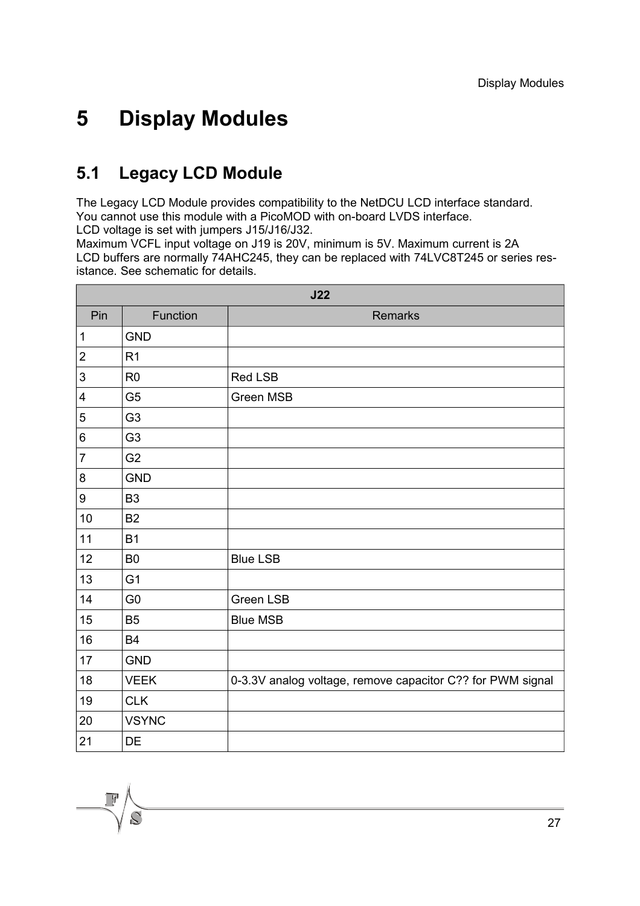# 5 Display Modules

## 5.1 Legacy LCD Module

The Legacy LCD Module provides compatibility to the NetDCU LCD interface standard.
You cannot use this module with a PicoMOD with on-board LVDS interface.
LCD voltage is set with jumpers J15/J16/J32.
Maximum VCFL input voltage on J19 is 20V, minimum is 5V. Maximum current is 2A
LCD buffers are normally 74AHC245, they can be replaced with 74LVC8T245 or series resistance. See schematic for details.

| J22 | | |
|---|---|---|
| Pin | Function | Remarks |
| 1 | GND | |
| 2 | R1 | |
| 3 | R0 | Red LSB |
| 4 | G5 | Green MSB |
| 5 | G3 | |
| 6 | G3 | |
| 7 | G2 | |
| 8 | GND | |
| 9 | B3 | |
| 10 | B2 | |
| 11 | B1 | |
| 12 | B0 | Blue LSB |
| 13 | G1 | |
| 14 | G0 | Green LSB |
| 15 | B5 | Blue MSB |
| 16 | B4 | |
| 17 | GND | |
| 18 | VEEK | 0-3.3V analog voltage, remove capacitor C?? for PWM signal |
| 19 | CLK | |
| 20 | VSYNC | |
| 21 | DE | |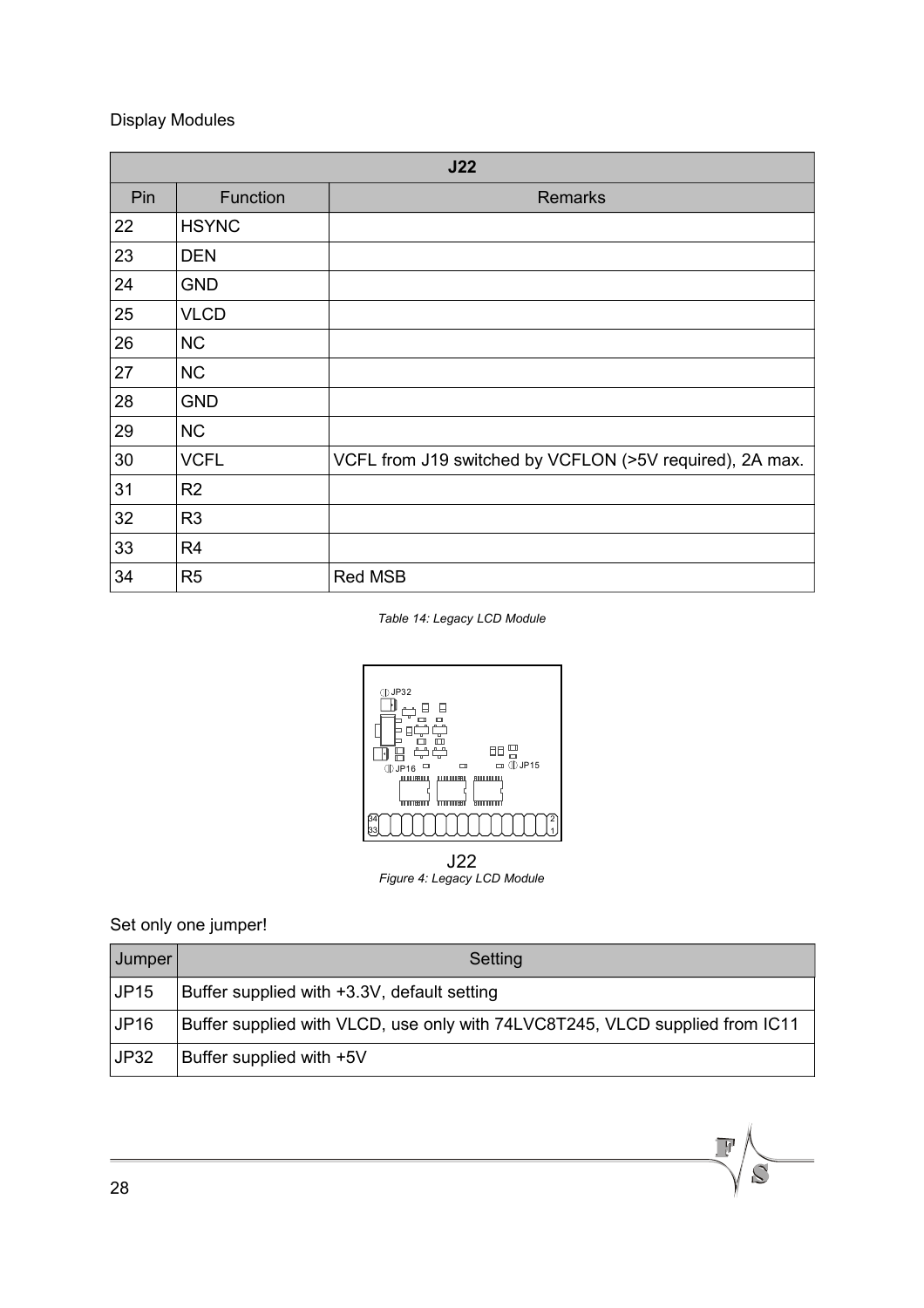Display Modules

| J22 | | |
|---|---|---|
| Pin | Function | Remarks |
| 22 | HSYNC | |
| 23 | DEN | |
| 24 | GND | |
| 25 | VLCD | |
| 26 | NC | |
| 27 | NC | |
| 28 | GND | |
| 29 | NC | |
| 30 | VCFL | VCFL from J19 switched by VCFLON (>5V required), 2A max. |
| 31 | R2 | |
| 32 | R3 | |
| 33 | R4 | |
| 34 | R5 | Red MSB |

*Table 14: Legacy LCD Module*

J22

*Figure 4: Legacy LCD Module*

Set only one jumper!

| Jumper | Setting |
|---|---|
| JP15 | Buffer supplied with +3.3V, default setting |
| JP16 | Buffer supplied with VLCD, use only with 74LVC8T245, VLCD supplied from IC11 |
| JP32 | Buffer supplied with +5V |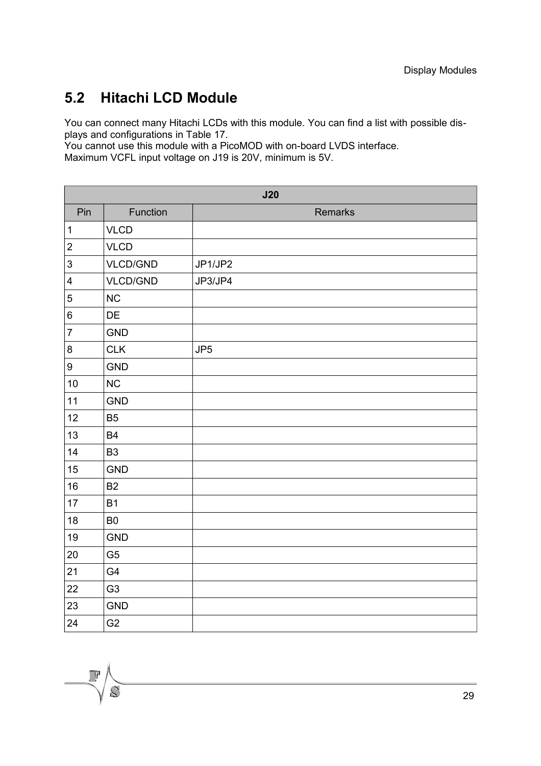## 5.2 Hitachi LCD Module

You can connect many Hitachi LCDs with this module. You can find a list with possible displays and configurations in Table 17.
You cannot use this module with a PicoMOD with on-board LVDS interface.
Maximum VCFL input voltage on J19 is 20V, minimum is 5V.

| **J20** | | |
|---|---|---|
| Pin | Function | Remarks |
| 1 | VLCD | |
| 2 | VLCD | |
| 3 | VLCD/GND | JP1/JP2 |
| 4 | VLCD/GND | JP3/JP4 |
| 5 | NC | |
| 6 | DE | |
| 7 | GND | |
| 8 | CLK | JP5 |
| 9 | GND | |
| 10 | NC | |
| 11 | GND | |
| 12 | B5 | |
| 13 | B4 | |
| 14 | B3 | |
| 15 | GND | |
| 16 | B2 | |
| 17 | B1 | |
| 18 | B0 | |
| 19 | GND | |
| 20 | G5 | |
| 21 | G4 | |
| 22 | G3 | |
| 23 | GND | |
| 24 | G2 | |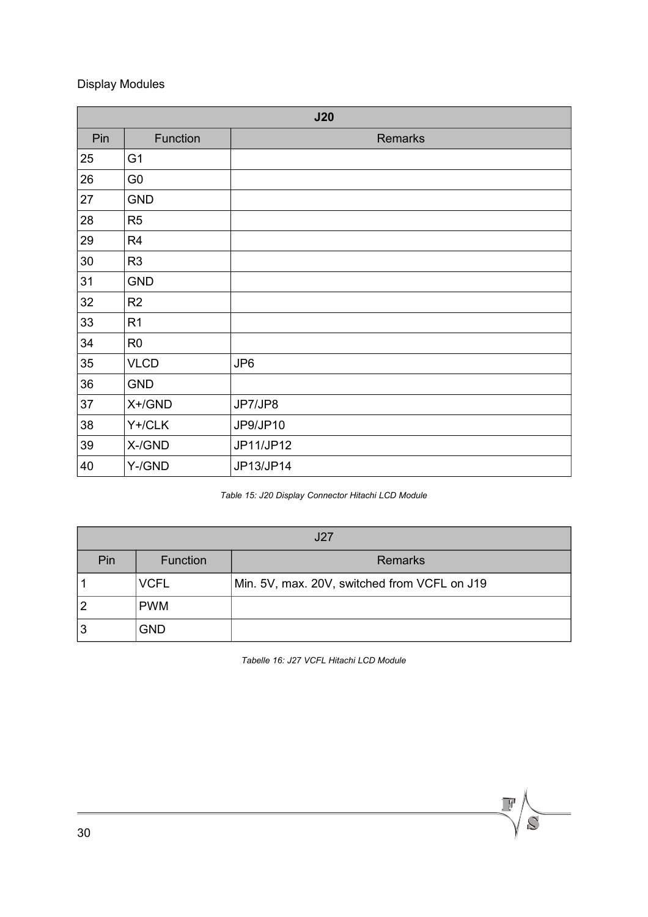| J20 | | |
|---|---|---|
| Pin | Function | Remarks |
| 25 | G1 | |
| 26 | G0 | |
| 27 | GND | |
| 28 | R5 | |
| 29 | R4 | |
| 30 | R3 | |
| 31 | GND | |
| 32 | R2 | |
| 33 | R1 | |
| 34 | R0 | |
| 35 | VLCD | JP6 |
| 36 | GND | |
| 37 | X+/GND | JP7/JP8 |
| 38 | Y+/CLK | JP9/JP10 |
| 39 | X-/GND | JP11/JP12 |
| 40 | Y-/GND | JP13/JP14 |

*Table 15: J20 Display Connector Hitachi LCD Module*

| J27 | | |
|---|---|---|
| Pin | Function | Remarks |
| 1 | VCFL | Min. 5V, max. 20V, switched from VCFL on J19 |
| 2 | PWM | |
| 3 | GND | |

*Tabelle 16: J27 VCFL Hitachi LCD Module*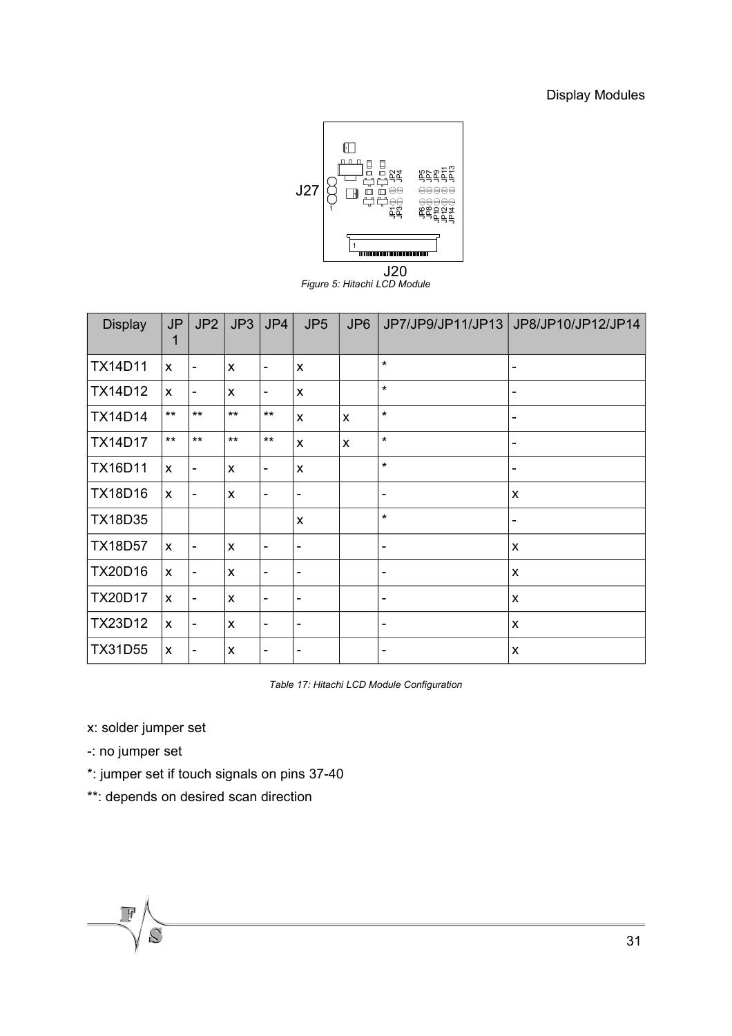Figure 5: Hitachi LCD Module

| Display | JP1 | JP2 | JP3 | JP4 | JP5 | JP6 | JP7/JP9/JP11/JP13 | JP8/JP10/JP12/JP14 |
|---|---|---|---|---|---|---|---|---|
| TX14D11 | x | - | x | - | x | | * | - |
| TX14D12 | x | - | x | - | x | | * | - |
| TX14D14 | ** | ** | ** | ** | x | x | * | - |
| TX14D17 | ** | ** | ** | ** | x | x | * | - |
| TX16D11 | x | - | x | - | x | | * | - |
| TX18D16 | x | - | x | - | - | | - | x |
| TX18D35 | | | | | x | | * | - |
| TX18D57 | x | - | x | - | - | | - | x |
| TX20D16 | x | - | x | - | - | | - | x |
| TX20D17 | x | - | x | - | - | | - | x |
| TX23D12 | x | - | x | - | - | | - | x |
| TX31D55 | x | - | x | - | - | | - | x |

Table 17: Hitachi LCD Module Configuration

x: solder jumper set

-: no jumper set

*: jumper set if touch signals on pins 37-40

**: depends on desired scan direction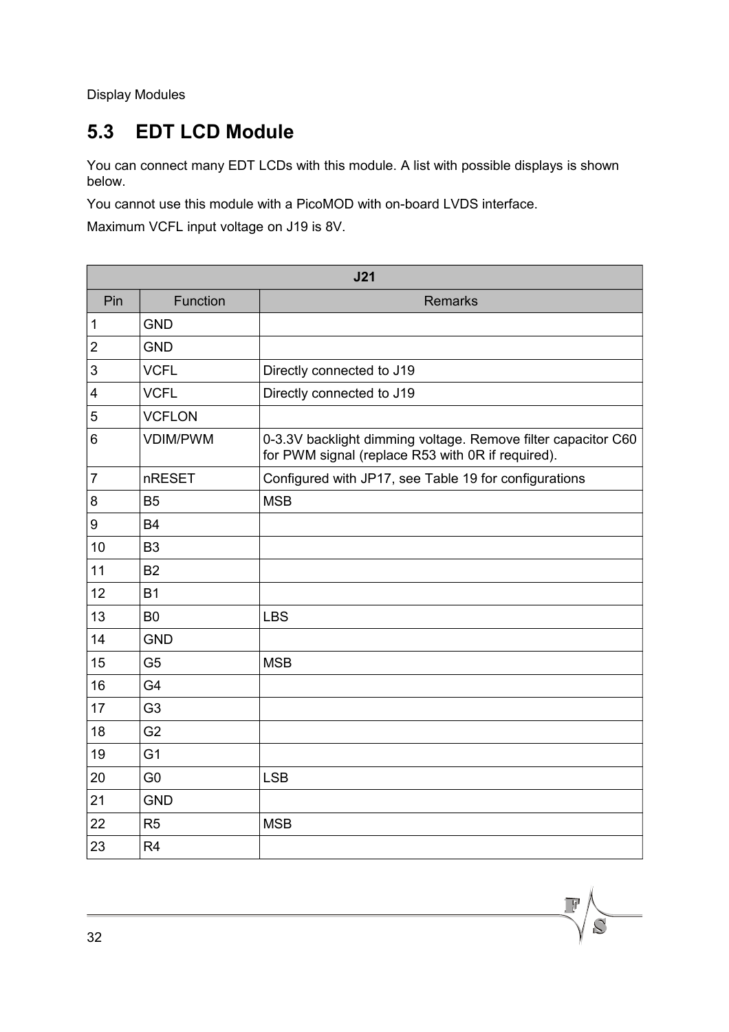## 5.3 EDT LCD Module

You can connect many EDT LCDs with this module. A list with possible displays is shown below.

You cannot use this module with a PicoMOD with on-board LVDS interface.

Maximum VCFL input voltage on J19 is 8V.

| **J21** | | |
|---|---|---|
| Pin | Function | Remarks |
| 1 | GND | |
| 2 | GND | |
| 3 | VCFL | Directly connected to J19 |
| 4 | VCFL | Directly connected to J19 |
| 5 | VCFLON | |
| 6 | VDIM/PWM | 0-3.3V backlight dimming voltage. Remove filter capacitor C60 for PWM signal (replace R53 with 0R if required). |
| 7 | nRESET | Configured with JP17, see Table 19 for configurations |
| 8 | B5 | MSB |
| 9 | B4 | |
| 10 | B3 | |
| 11 | B2 | |
| 12 | B1 | |
| 13 | B0 | LBS |
| 14 | GND | |
| 15 | G5 | MSB |
| 16 | G4 | |
| 17 | G3 | |
| 18 | G2 | |
| 19 | G1 | |
| 20 | G0 | LSB |
| 21 | GND | |
| 22 | R5 | MSB |
| 23 | R4 | |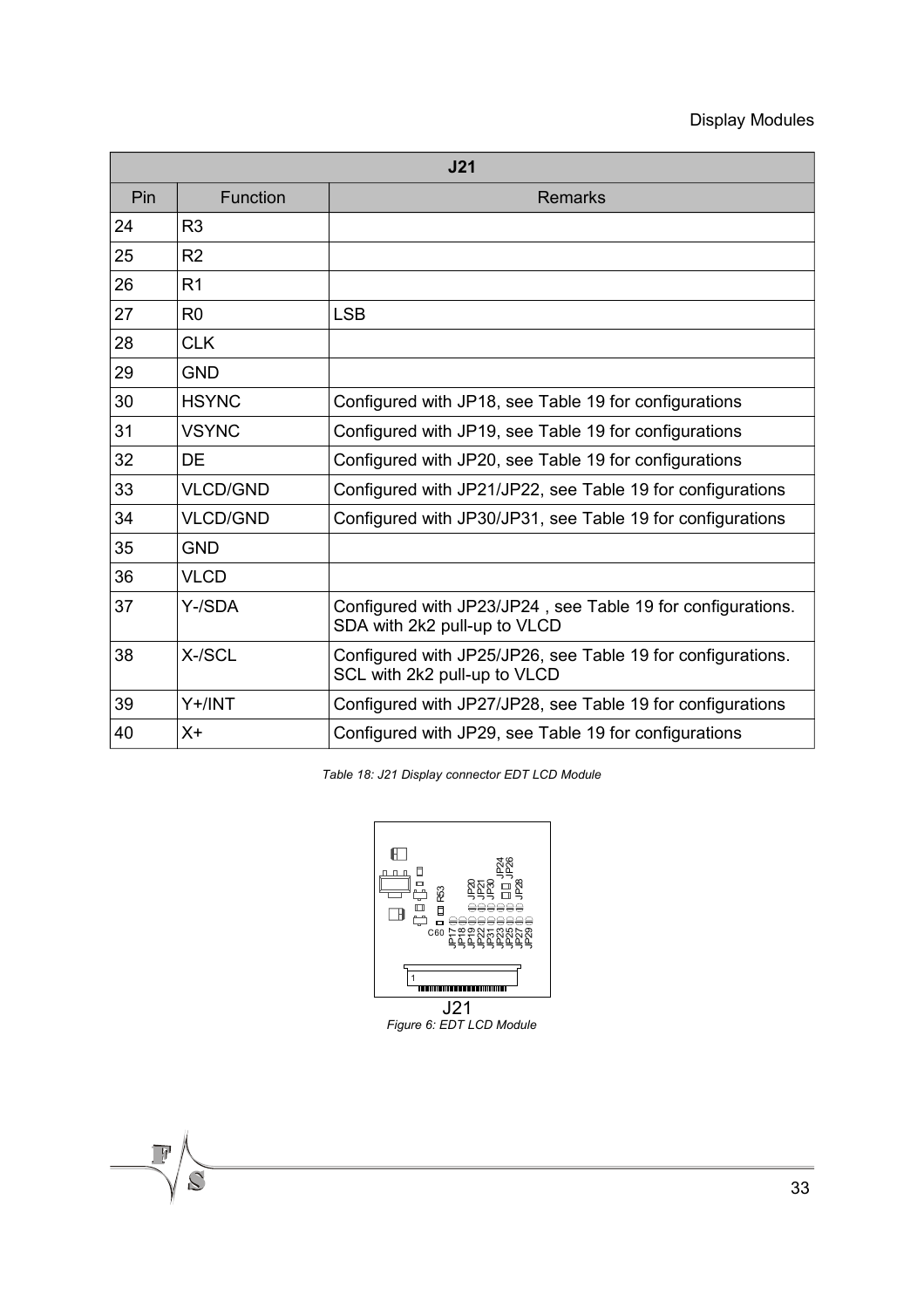| J21 | | |
|---|---|---|
| Pin | Function | Remarks |
| 24 | R3 | |
| 25 | R2 | |
| 26 | R1 | |
| 27 | R0 | LSB |
| 28 | CLK | |
| 29 | GND | |
| 30 | HSYNC | Configured with JP18, see Table 19 for configurations |
| 31 | VSYNC | Configured with JP19, see Table 19 for configurations |
| 32 | DE | Configured with JP20, see Table 19 for configurations |
| 33 | VLCD/GND | Configured with JP21/JP22, see Table 19 for configurations |
| 34 | VLCD/GND | Configured with JP30/JP31, see Table 19 for configurations |
| 35 | GND | |
| 36 | VLCD | |
| 37 | Y-/SDA | Configured with JP23/JP24 , see Table 19 for configurations. SDA with 2k2 pull-up to VLCD |
| 38 | X-/SCL | Configured with JP25/JP26, see Table 19 for configurations. SCL with 2k2 pull-up to VLCD |
| 39 | Y+/INT | Configured with JP27/JP28, see Table 19 for configurations |
| 40 | X+ | Configured with JP29, see Table 19 for configurations |

*Table 18: J21 Display connector EDT LCD Module*

*Figure 6: EDT LCD Module*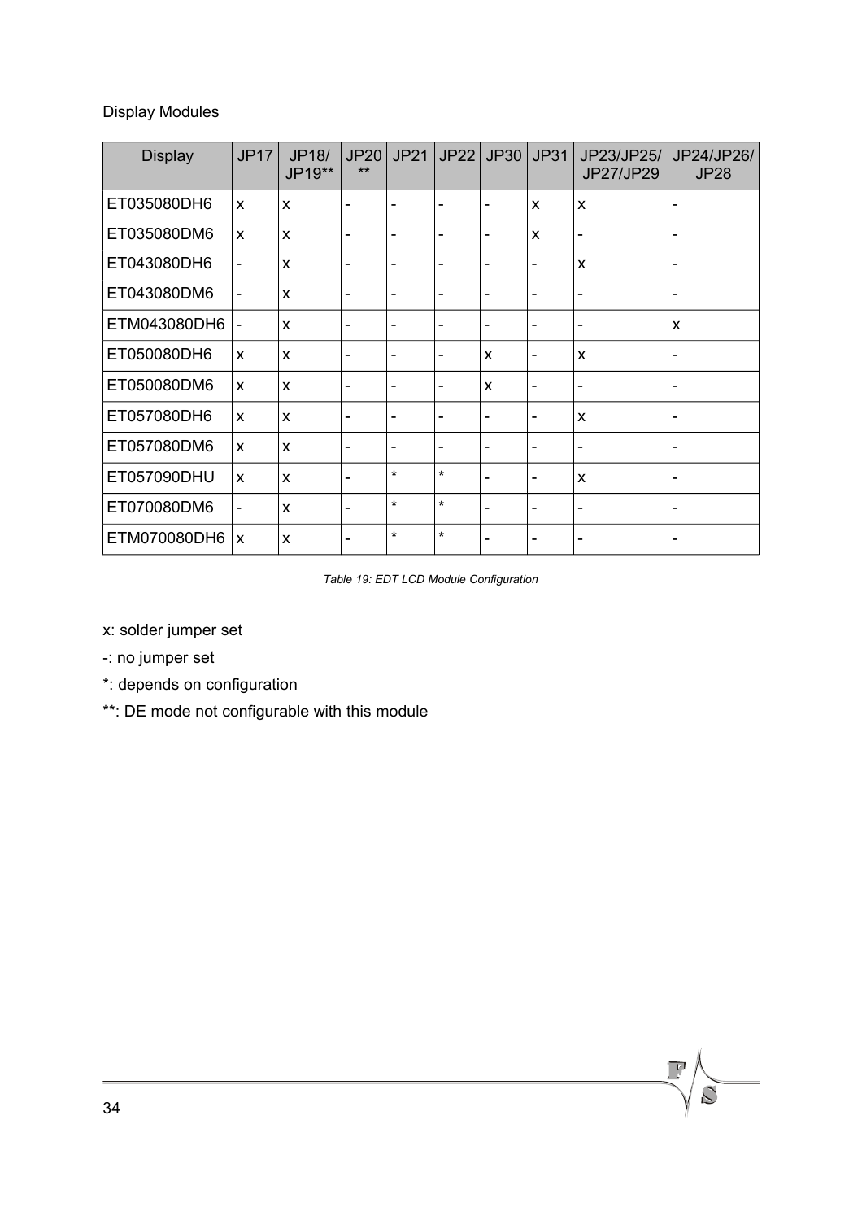Display Modules

| Display | JP17 | JP18/ JP19** | JP20 ** | JP21 | JP22 | JP30 | JP31 | JP23/JP25/ JP27/JP29 | JP24/JP26/ JP28 |
|---|---|---|---|---|---|---|---|---|---|
| ET035080DH6 | x | x | - | - | - | - | x | x | - |
| ET035080DM6 | x | x | - | - | - | - | x | - | - |
| ET043080DH6 | - | x | - | - | - | - | - | x | - |
| ET043080DM6 | - | x | - | - | - | - | - | - | - |
| ETM043080DH6 | - | x | - | - | - | - | - | - | x |
| ET050080DH6 | x | x | - | - | - | x | - | x | - |
| ET050080DM6 | x | x | - | - | - | x | - | - | - |
| ET057080DH6 | x | x | - | - | - | - | - | x | - |
| ET057080DM6 | x | x | - | - | - | - | - | - | - |
| ET057090DHU | x | x | - | * | * | - | - | x | - |
| ET070080DM6 | - | x | - | * | * | - | - | - | - |
| ETM070080DH6 | x | x | - | * | * | - | - | - | - |

*Table 19: EDT LCD Module Configuration*

x: solder jumper set

-: no jumper set

*: depends on configuration

**: DE mode not configurable with this module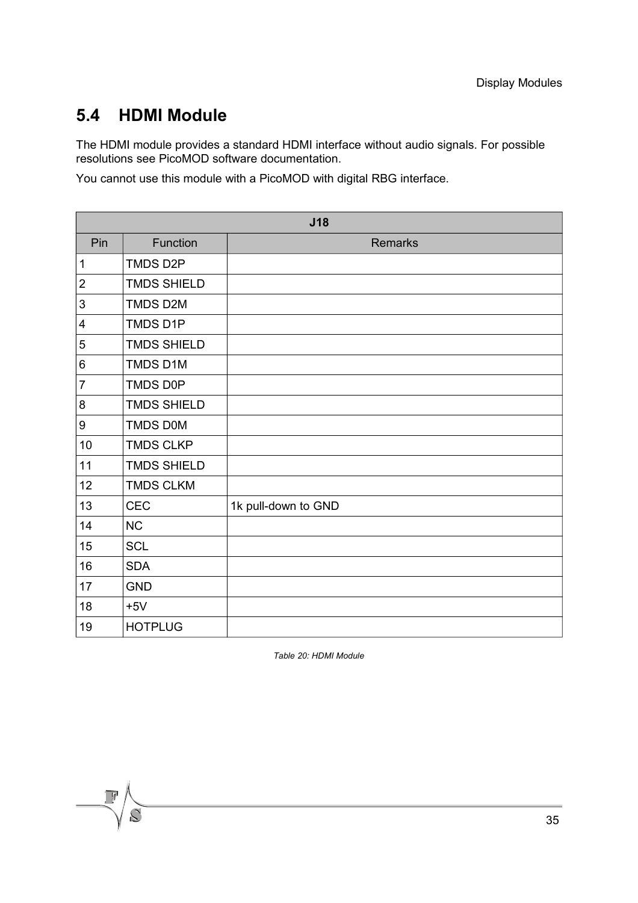## 5.4 HDMI Module

The HDMI module provides a standard HDMI interface without audio signals. For possible resolutions see PicoMOD software documentation.

You cannot use this module with a PicoMOD with digital RBG interface.

| J18 | | |
|---|---|---|
| Pin | Function | Remarks |
| 1 | TMDS D2P | |
| 2 | TMDS SHIELD | |
| 3 | TMDS D2M | |
| 4 | TMDS D1P | |
| 5 | TMDS SHIELD | |
| 6 | TMDS D1M | |
| 7 | TMDS D0P | |
| 8 | TMDS SHIELD | |
| 9 | TMDS D0M | |
| 10 | TMDS CLKP | |
| 11 | TMDS SHIELD | |
| 12 | TMDS CLKM | |
| 13 | CEC | 1k pull-down to GND |
| 14 | NC | |
| 15 | SCL | |
| 16 | SDA | |
| 17 | GND | |
| 18 | +5V | |
| 19 | HOTPLUG | |

*Table 20: HDMI Module*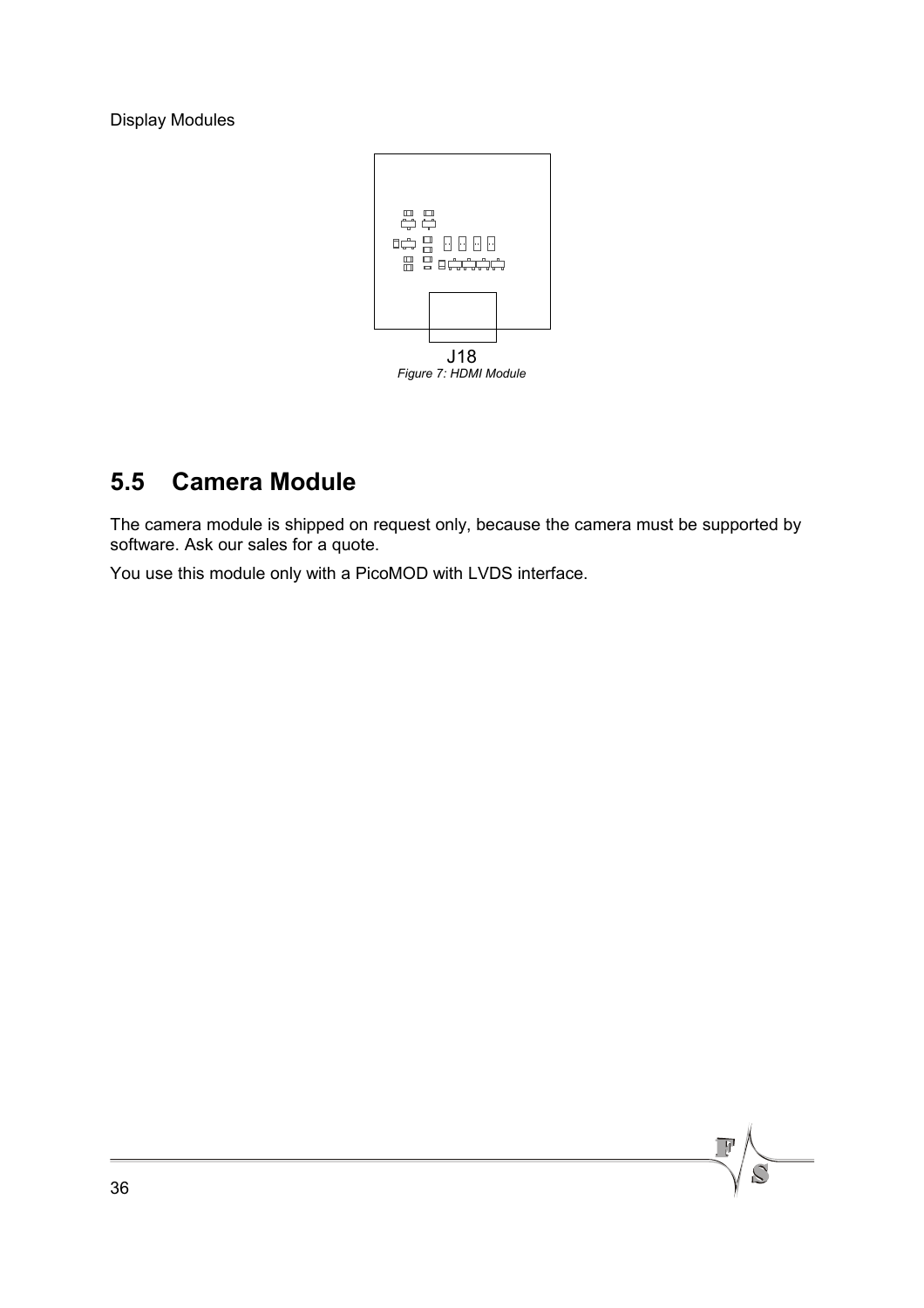J18

*Figure 7: HDMI Module*

## 5.5 Camera Module

The camera module is shipped on request only, because the camera must be supported by software. Ask our sales for a quote.

You use this module only with a PicoMOD with LVDS interface.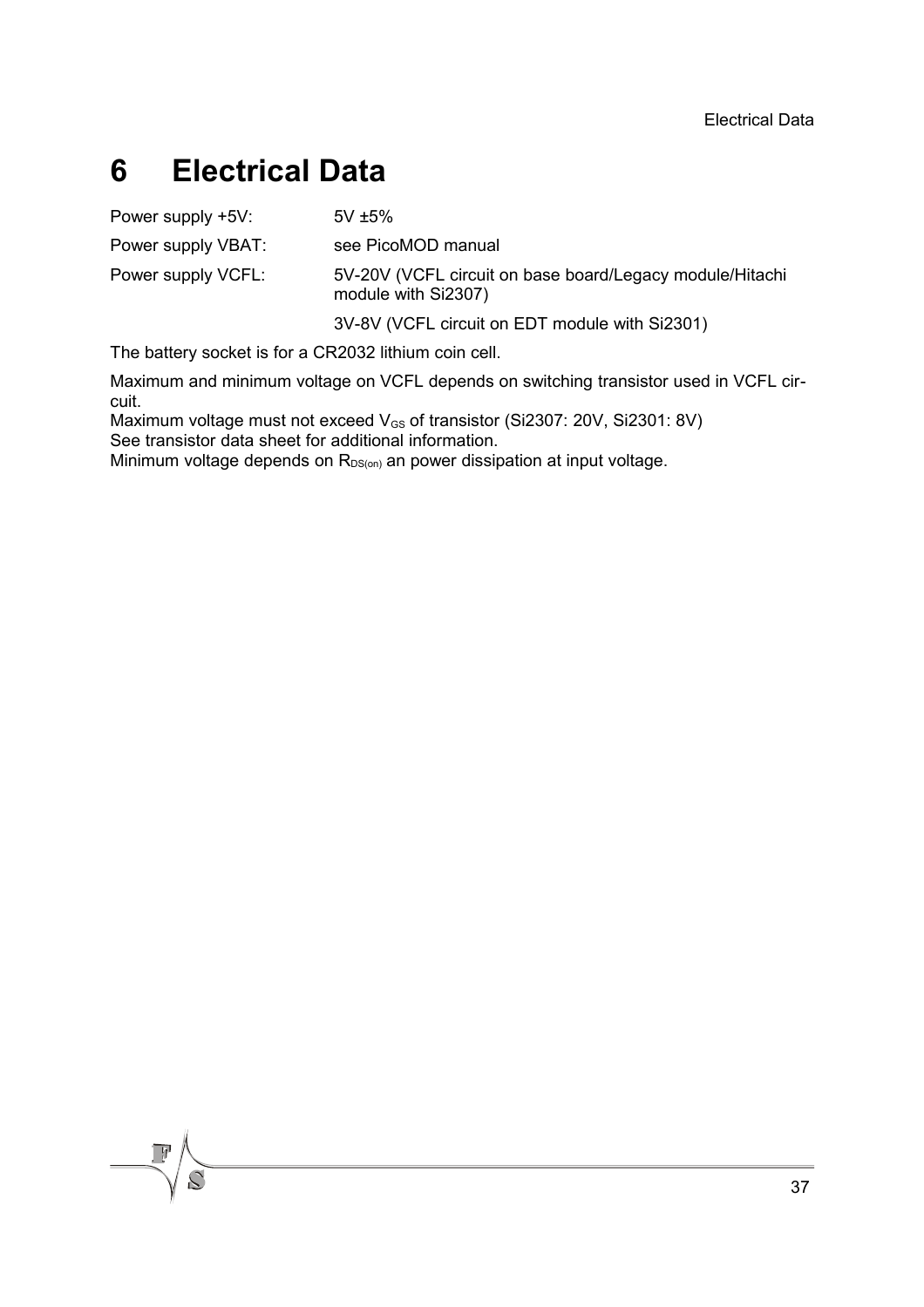# 6 Electrical Data

| | |
|---|---|
| Power supply +5V: | 5V ±5% |
| Power supply VBAT: | see PicoMOD manual |
| Power supply VCFL: | 5V-20V (VCFL circuit on base board/Legacy module/Hitachi module with Si2307) |
| | 3V-8V (VCFL circuit on EDT module with Si2301) |

The battery socket is for a CR2032 lithium coin cell.

Maximum and minimum voltage on VCFL depends on switching transistor used in VCFL circuit.
Maximum voltage must not exceed $V_{GS}$ of transistor (Si2307: 20V, Si2301: 8V)
See transistor data sheet for additional information.
Minimum voltage depends on $R_{DS(on)}$ an power dissipation at input voltage.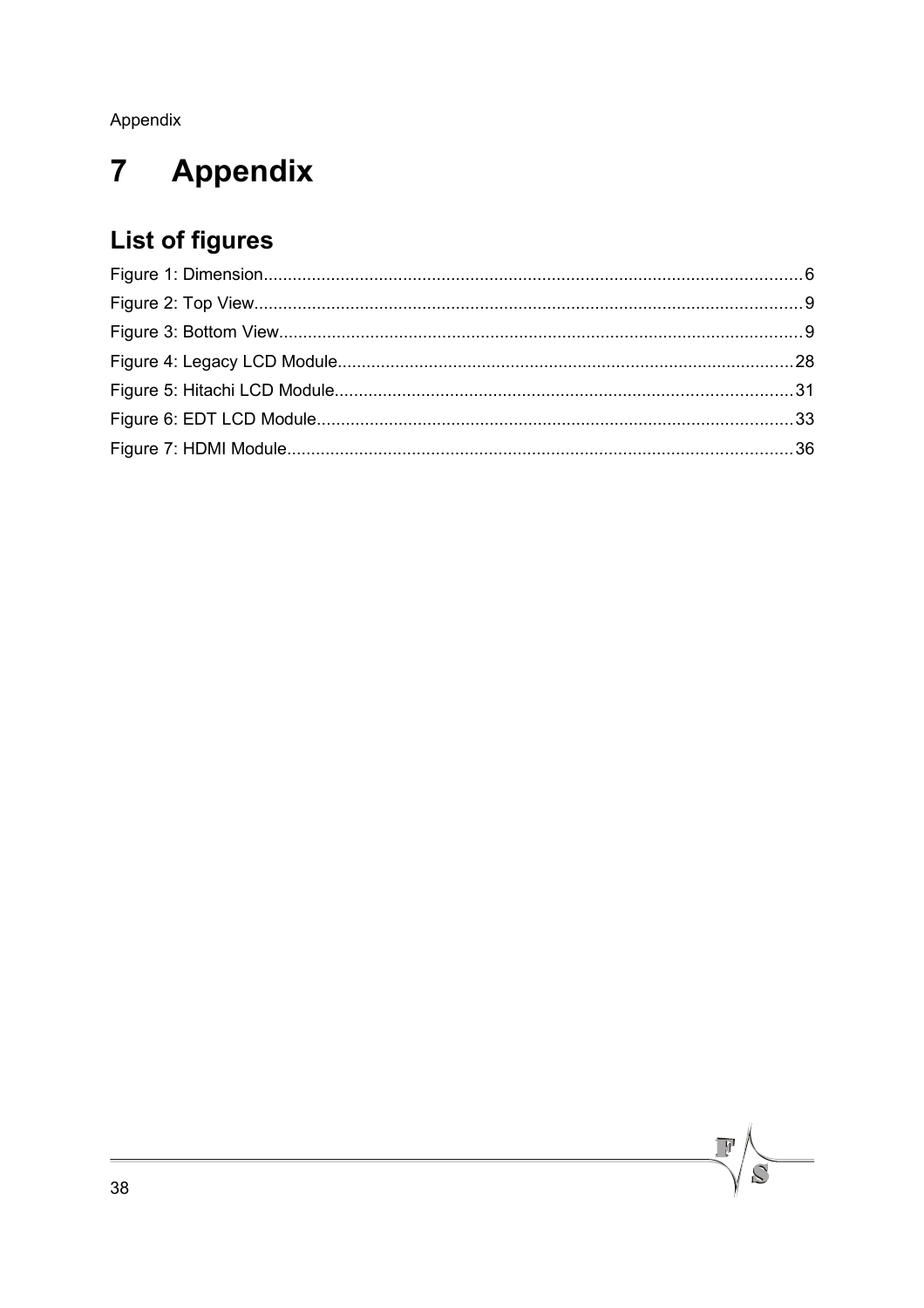# 7 Appendix

## List of figures

Figure 1: Dimension......6
Figure 2: Top View......9
Figure 3: Bottom View......9
Figure 4: Legacy LCD Module......28
Figure 5: Hitachi LCD Module......31
Figure 6: EDT LCD Module......33
Figure 7: HDMI Module......36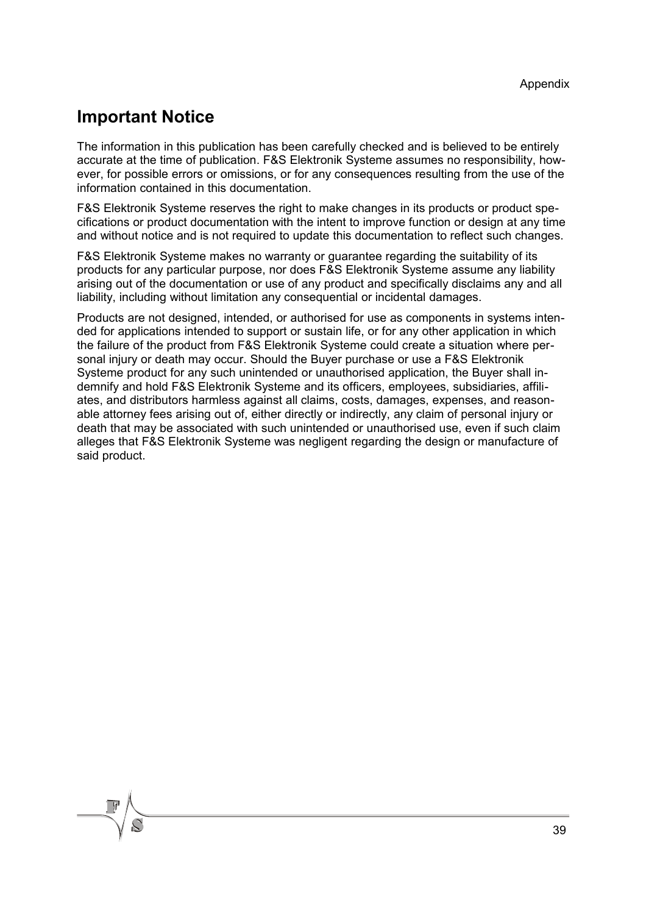## Important Notice

The information in this publication has been carefully checked and is believed to be entirely accurate at the time of publication. F&S Elektronik Systeme assumes no responsibility, however, for possible errors or omissions, or for any consequences resulting from the use of the information contained in this documentation.

F&S Elektronik Systeme reserves the right to make changes in its products or product specifications or product documentation with the intent to improve function or design at any time and without notice and is not required to update this documentation to reflect such changes.

F&S Elektronik Systeme makes no warranty or guarantee regarding the suitability of its products for any particular purpose, nor does F&S Elektronik Systeme assume any liability arising out of the documentation or use of any product and specifically disclaims any and all liability, including without limitation any consequential or incidental damages.

Products are not designed, intended, or authorised for use as components in systems intended for applications intended to support or sustain life, or for any other application in which the failure of the product from F&S Elektronik Systeme could create a situation where personal injury or death may occur. Should the Buyer purchase or use a F&S Elektronik Systeme product for any such unintended or unauthorised application, the Buyer shall indemnify and hold F&S Elektronik Systeme and its officers, employees, subsidiaries, affiliates, and distributors harmless against all claims, costs, damages, expenses, and reasonable attorney fees arising out of, either directly or indirectly, any claim of personal injury or death that may be associated with such unintended or unauthorised use, even if such claim alleges that F&S Elektronik Systeme was negligent regarding the design or manufacture of said product.